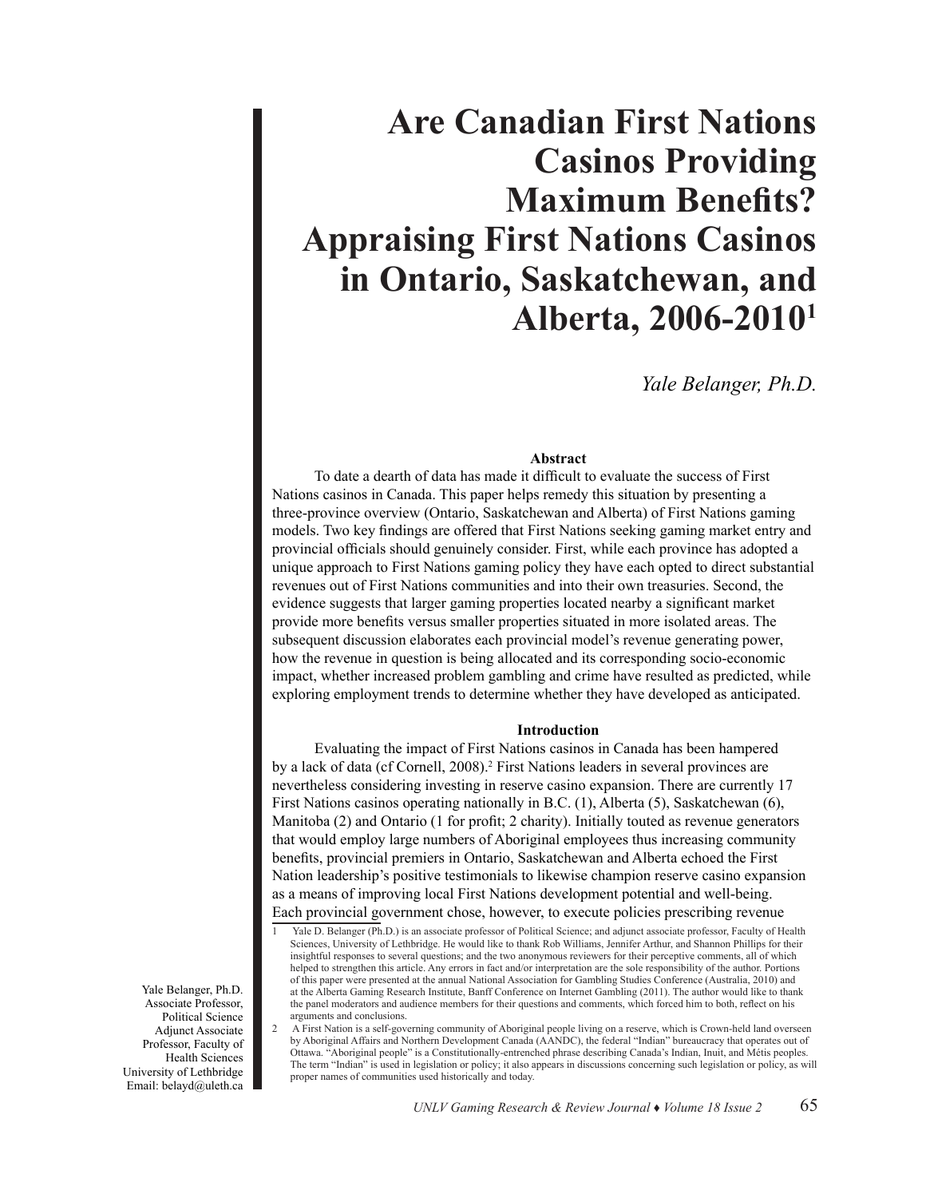# Are Canadian First Nations Casinos Providing Maximum Benefits? Appraising First Nations Casinos in Ontario, Saskatchewan, and Alberta, 2006-2010[1]

*Yale Belanger, Ph.D.*

### Abstract

To date a dearth of data has made it difficult to evaluate the success of First Nations casinos in Canada. This paper helps remedy this situation by presenting a three-province overview (Ontario, Saskatchewan and Alberta) of First Nations gaming models. Two key findings are offered that First Nations seeking gaming market entry and provincial officials should genuinely consider. First, while each province has adopted a unique approach to First Nations gaming policy they have each opted to direct substantial revenues out of First Nations communities and into their own treasuries. Second, the evidence suggests that larger gaming properties located nearby a significant market provide more benefits versus smaller properties situated in more isolated areas. The subsequent discussion elaborates each provincial model's revenue generating power, how the revenue in question is being allocated and its corresponding socio-economic impact, whether increased problem gambling and crime have resulted as predicted, while exploring employment trends to determine whether they have developed as anticipated.

### Introduction

Evaluating the impact of First Nations casinos in Canada has been hampered by a lack of data (cf Cornell, 2008).[2] First Nations leaders in several provinces are nevertheless considering investing in reserve casino expansion. There are currently 17 First Nations casinos operating nationally in B.C. (1), Alberta (5), Saskatchewan (6), Manitoba (2) and Ontario (1 for profit; 2 charity). Initially touted as revenue generators that would employ large numbers of Aboriginal employees thus increasing community benefits, provincial premiers in Ontario, Saskatchewan and Alberta echoed the First Nation leadership's positive testimonials to likewise champion reserve casino expansion as a means of improving local First Nations development potential and well-being. Each provincial government chose, however, to execute policies prescribing revenue

Yale Belanger, Ph.D.
Associate Professor,
Political Science
Adjunct Associate
Professor, Faculty of
Health Sciences
University of Lethbridge
Email: belayd@uleth.ca

---

[1] Yale D. Belanger (Ph.D.) is an associate professor of Political Science; and adjunct associate professor, Faculty of Health Sciences, University of Lethbridge. He would like to thank Rob Williams, Jennifer Arthur, and Shannon Phillips for their insightful responses to several questions; and the two anonymous reviewers for their perceptive comments, all of which helped to strengthen this article. Any errors in fact and/or interpretation are the sole responsibility of the author. Portions of this paper were presented at the annual National Association for Gambling Studies Conference (Australia, 2010) and at the Alberta Gaming Research Institute, Banff Conference on Internet Gambling (2011). The author would like to thank the panel moderators and audience members for their questions and comments, which forced him to both, reflect on his arguments and conclusions.

[2] A First Nation is a self-governing community of Aboriginal people living on a reserve, which is Crown-held land overseen by Aboriginal Affairs and Northern Development Canada (AANDC), the federal "Indian" bureaucracy that operates out of Ottawa. "Aboriginal people" is a Constitutionally-entrenched phrase describing Canada's Indian, Inuit, and Métis peoples. The term "Indian" is used in legislation or policy; it also appears in discussions concerning such legislation or policy, as will proper names of communities used historically and today.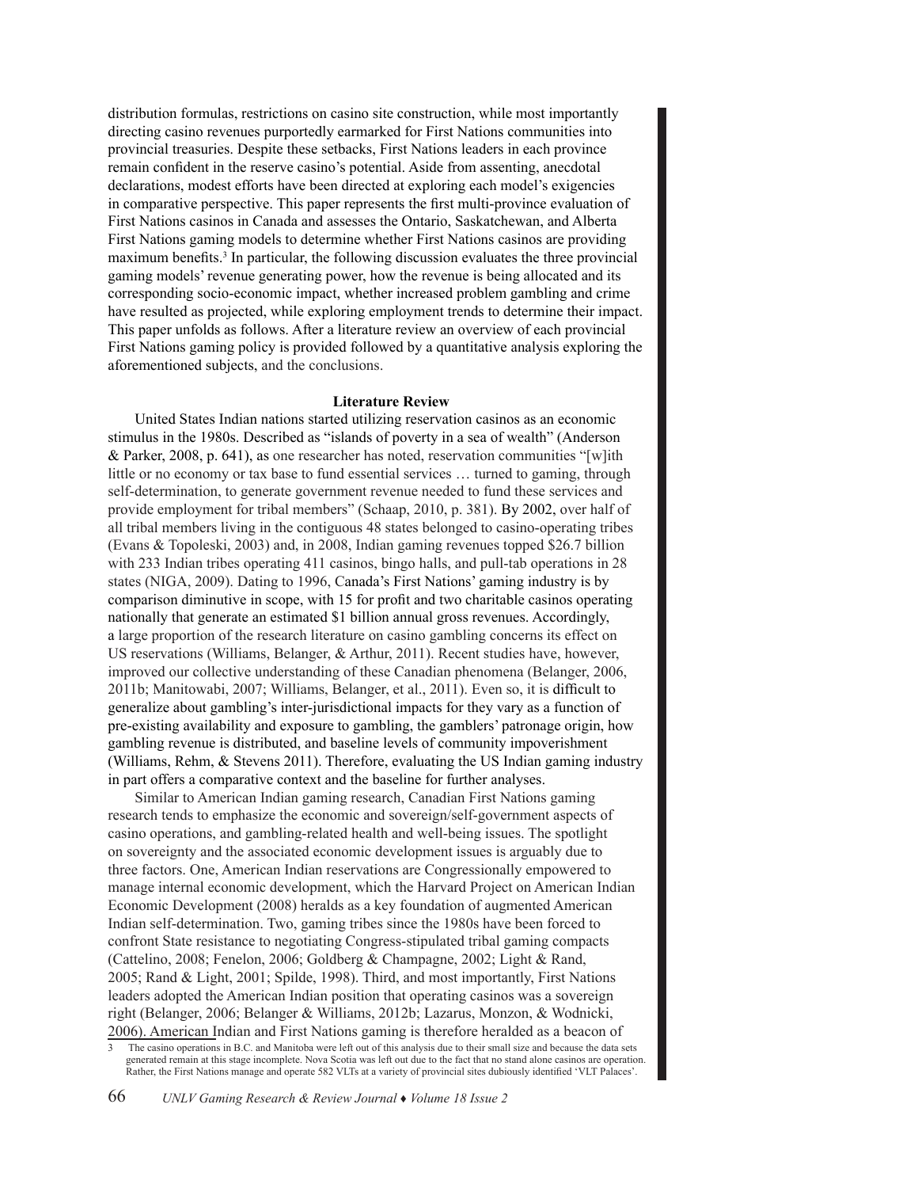distribution formulas, restrictions on casino site construction, while most importantly directing casino revenues purportedly earmarked for First Nations communities into provincial treasuries. Despite these setbacks, First Nations leaders in each province remain confident in the reserve casino's potential. Aside from assenting, anecdotal declarations, modest efforts have been directed at exploring each model's exigencies in comparative perspective. This paper represents the first multi-province evaluation of First Nations casinos in Canada and assesses the Ontario, Saskatchewan, and Alberta First Nations gaming models to determine whether First Nations casinos are providing maximum benefits.[3] In particular, the following discussion evaluates the three provincial gaming models' revenue generating power, how the revenue is being allocated and its corresponding socio-economic impact, whether increased problem gambling and crime have resulted as projected, while exploring employment trends to determine their impact. This paper unfolds as follows. After a literature review an overview of each provincial First Nations gaming policy is provided followed by a quantitative analysis exploring the aforementioned subjects, and the conclusions.

## Literature Review

United States Indian nations started utilizing reservation casinos as an economic stimulus in the 1980s. Described as "islands of poverty in a sea of wealth" (Anderson & Parker, 2008, p. 641), as one researcher has noted, reservation communities "[w]ith little or no economy or tax base to fund essential services … turned to gaming, through self-determination, to generate government revenue needed to fund these services and provide employment for tribal members" (Schaap, 2010, p. 381). By 2002, over half of all tribal members living in the contiguous 48 states belonged to casino-operating tribes (Evans & Topoleski, 2003) and, in 2008, Indian gaming revenues topped $26.7 billion with 233 Indian tribes operating 411 casinos, bingo halls, and pull-tab operations in 28 states (NIGA, 2009). Dating to 1996, Canada's First Nations' gaming industry is by comparison diminutive in scope, with 15 for profit and two charitable casinos operating nationally that generate an estimated $1 billion annual gross revenues. Accordingly, a large proportion of the research literature on casino gambling concerns its effect on US reservations (Williams, Belanger, & Arthur, 2011). Recent studies have, however, improved our collective understanding of these Canadian phenomena (Belanger, 2006, 2011b; Manitowabi, 2007; Williams, Belanger, et al., 2011). Even so, it is difficult to generalize about gambling's inter-jurisdictional impacts for they vary as a function of pre-existing availability and exposure to gambling, the gamblers' patronage origin, how gambling revenue is distributed, and baseline levels of community impoverishment (Williams, Rehm, & Stevens 2011). Therefore, evaluating the US Indian gaming industry in part offers a comparative context and the baseline for further analyses.

Similar to American Indian gaming research, Canadian First Nations gaming research tends to emphasize the economic and sovereign/self-government aspects of casino operations, and gambling-related health and well-being issues. The spotlight on sovereignty and the associated economic development issues is arguably due to three factors. One, American Indian reservations are Congressionally empowered to manage internal economic development, which the Harvard Project on American Indian Economic Development (2008) heralds as a key foundation of augmented American Indian self-determination. Two, gaming tribes since the 1980s have been forced to confront State resistance to negotiating Congress-stipulated tribal gaming compacts (Cattelino, 2008; Fenelon, 2006; Goldberg & Champagne, 2002; Light & Rand, 2005; Rand & Light, 2001; Spilde, 1998). Third, and most importantly, First Nations leaders adopted the American Indian position that operating casinos was a sovereign right (Belanger, 2006; Belanger & Williams, 2012b; Lazarus, Monzon, & Wodnicki, 2006). American Indian and First Nations gaming is therefore heralded as a beacon of

[3] The casino operations in B.C. and Manitoba were left out of this analysis due to their small size and because the data sets generated remain at this stage incomplete. Nova Scotia was left out due to the fact that no stand alone casinos are operation. Rather, the First Nations manage and operate 582 VLTs at a variety of provincial sites dubiously identified 'VLT Palaces'.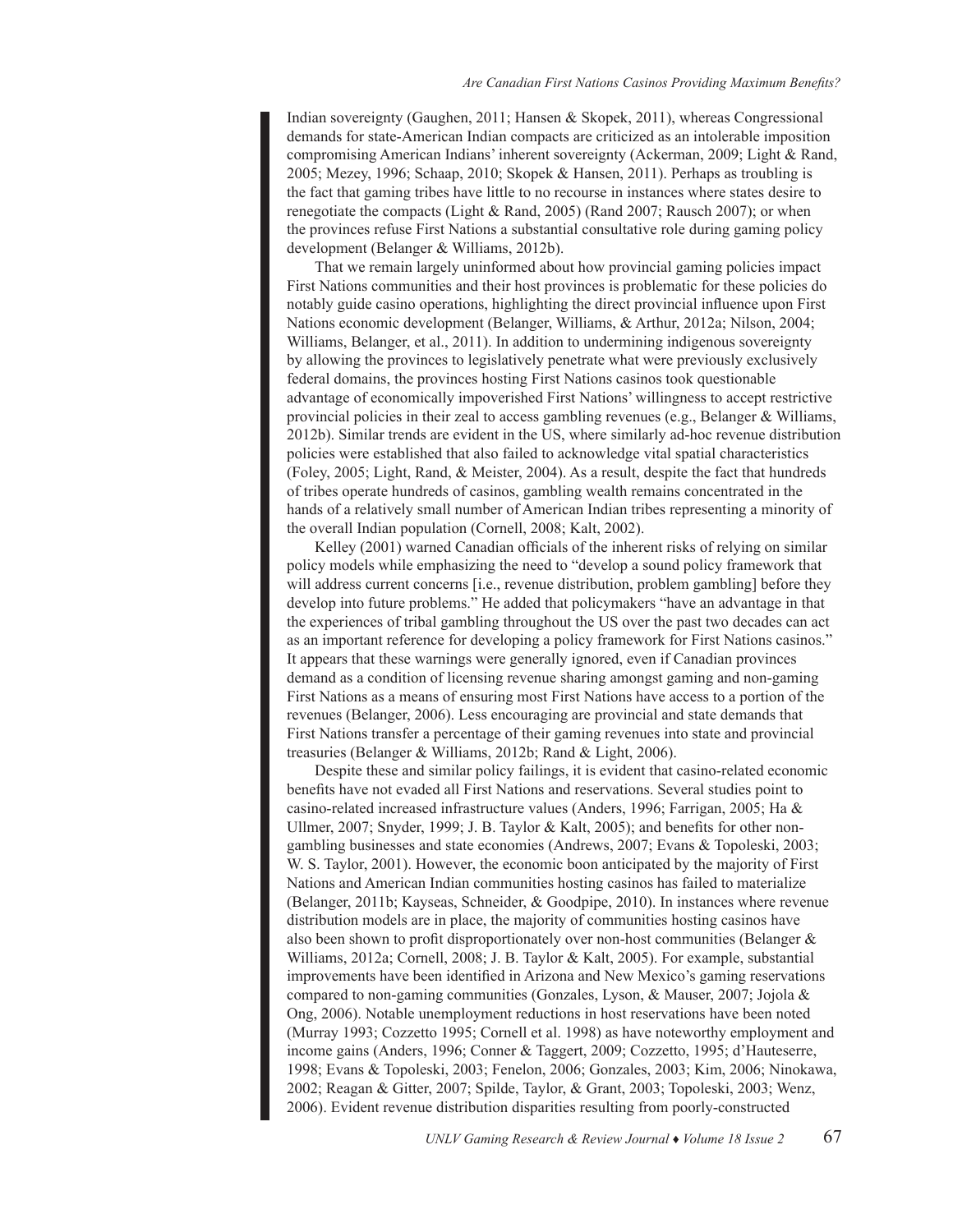Indian sovereignty (Gaughen, 2011; Hansen & Skopek, 2011), whereas Congressional demands for state-American Indian compacts are criticized as an intolerable imposition compromising American Indians' inherent sovereignty (Ackerman, 2009; Light & Rand, 2005; Mezey, 1996; Schaap, 2010; Skopek & Hansen, 2011). Perhaps as troubling is the fact that gaming tribes have little to no recourse in instances where states desire to renegotiate the compacts (Light & Rand, 2005) (Rand 2007; Rausch 2007); or when the provinces refuse First Nations a substantial consultative role during gaming policy development (Belanger & Williams, 2012b).

That we remain largely uninformed about how provincial gaming policies impact First Nations communities and their host provinces is problematic for these policies do notably guide casino operations, highlighting the direct provincial influence upon First Nations economic development (Belanger, Williams, & Arthur, 2012a; Nilson, 2004; Williams, Belanger, et al., 2011). In addition to undermining indigenous sovereignty by allowing the provinces to legislatively penetrate what were previously exclusively federal domains, the provinces hosting First Nations casinos took questionable advantage of economically impoverished First Nations' willingness to accept restrictive provincial policies in their zeal to access gambling revenues (e.g., Belanger & Williams, 2012b). Similar trends are evident in the US, where similarly ad-hoc revenue distribution policies were established that also failed to acknowledge vital spatial characteristics (Foley, 2005; Light, Rand, & Meister, 2004). As a result, despite the fact that hundreds of tribes operate hundreds of casinos, gambling wealth remains concentrated in the hands of a relatively small number of American Indian tribes representing a minority of the overall Indian population (Cornell, 2008; Kalt, 2002).

Kelley (2001) warned Canadian officials of the inherent risks of relying on similar policy models while emphasizing the need to "develop a sound policy framework that will address current concerns [i.e., revenue distribution, problem gambling] before they develop into future problems." He added that policymakers "have an advantage in that the experiences of tribal gambling throughout the US over the past two decades can act as an important reference for developing a policy framework for First Nations casinos." It appears that these warnings were generally ignored, even if Canadian provinces demand as a condition of licensing revenue sharing amongst gaming and non-gaming First Nations as a means of ensuring most First Nations have access to a portion of the revenues (Belanger, 2006). Less encouraging are provincial and state demands that First Nations transfer a percentage of their gaming revenues into state and provincial treasuries (Belanger & Williams, 2012b; Rand & Light, 2006).

Despite these and similar policy failings, it is evident that casino-related economic benefits have not evaded all First Nations and reservations. Several studies point to casino-related increased infrastructure values (Anders, 1996; Farrigan, 2005; Ha & Ullmer, 2007; Snyder, 1999; J. B. Taylor & Kalt, 2005); and benefits for other non-gambling businesses and state economies (Andrews, 2007; Evans & Topoleski, 2003; W. S. Taylor, 2001). However, the economic boon anticipated by the majority of First Nations and American Indian communities hosting casinos has failed to materialize (Belanger, 2011b; Kayseas, Schneider, & Goodpipe, 2010). In instances where revenue distribution models are in place, the majority of communities hosting casinos have also been shown to profit disproportionately over non-host communities (Belanger & Williams, 2012a; Cornell, 2008; J. B. Taylor & Kalt, 2005). For example, substantial improvements have been identified in Arizona and New Mexico's gaming reservations compared to non-gaming communities (Gonzales, Lyson, & Mauser, 2007; Jojola & Ong, 2006). Notable unemployment reductions in host reservations have been noted (Murray 1993; Cozzetto 1995; Cornell et al. 1998) as have noteworthy employment and income gains (Anders, 1996; Conner & Taggert, 2009; Cozzetto, 1995; d'Hauteserre, 1998; Evans & Topoleski, 2003; Fenelon, 2006; Gonzales, 2003; Kim, 2006; Ninokawa, 2002; Reagan & Gitter, 2007; Spilde, Taylor, & Grant, 2003; Topoleski, 2003; Wenz, 2006). Evident revenue distribution disparities resulting from poorly-constructed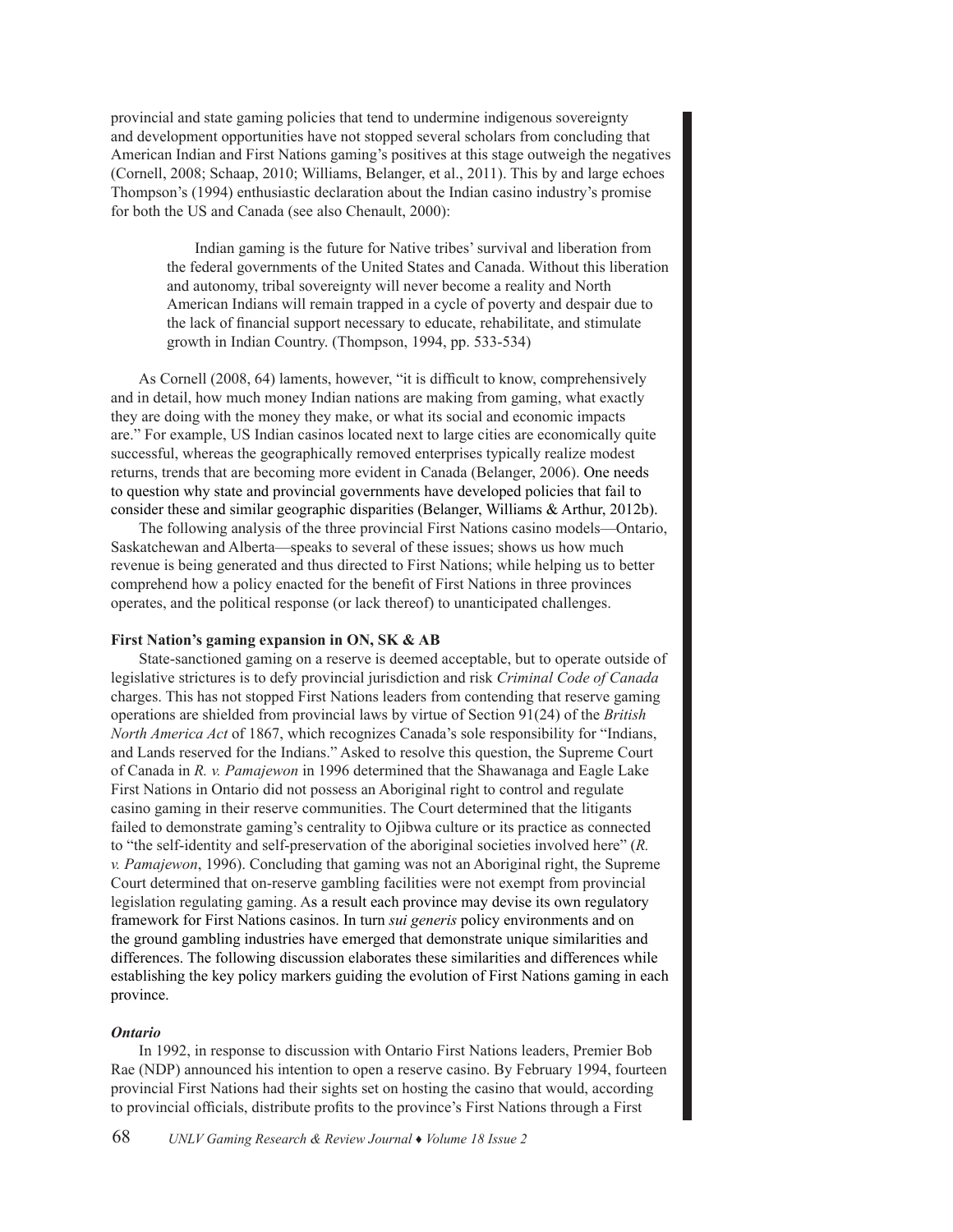provincial and state gaming policies that tend to undermine indigenous sovereignty and development opportunities have not stopped several scholars from concluding that American Indian and First Nations gaming's positives at this stage outweigh the negatives (Cornell, 2008; Schaap, 2010; Williams, Belanger, et al., 2011). This by and large echoes Thompson's (1994) enthusiastic declaration about the Indian casino industry's promise for both the US and Canada (see also Chenault, 2000):

> Indian gaming is the future for Native tribes' survival and liberation from the federal governments of the United States and Canada. Without this liberation and autonomy, tribal sovereignty will never become a reality and North American Indians will remain trapped in a cycle of poverty and despair due to the lack of financial support necessary to educate, rehabilitate, and stimulate growth in Indian Country. (Thompson, 1994, pp. 533-534)

As Cornell (2008, 64) laments, however, "it is difficult to know, comprehensively and in detail, how much money Indian nations are making from gaming, what exactly they are doing with the money they make, or what its social and economic impacts are." For example, US Indian casinos located next to large cities are economically quite successful, whereas the geographically removed enterprises typically realize modest returns, trends that are becoming more evident in Canada (Belanger, 2006). One needs to question why state and provincial governments have developed policies that fail to consider these and similar geographic disparities (Belanger, Williams & Arthur, 2012b).

The following analysis of the three provincial First Nations casino models—Ontario, Saskatchewan and Alberta—speaks to several of these issues; shows us how much revenue is being generated and thus directed to First Nations; while helping us to better comprehend how a policy enacted for the benefit of First Nations in three provinces operates, and the political response (or lack thereof) to unanticipated challenges.

### First Nation's gaming expansion in ON, SK & AB

State-sanctioned gaming on a reserve is deemed acceptable, but to operate outside of legislative strictures is to defy provincial jurisdiction and risk *Criminal Code of Canada* charges. This has not stopped First Nations leaders from contending that reserve gaming operations are shielded from provincial laws by virtue of Section 91(24) of the *British North America Act* of 1867, which recognizes Canada's sole responsibility for "Indians, and Lands reserved for the Indians." Asked to resolve this question, the Supreme Court of Canada in *R. v. Pamajewon* in 1996 determined that the Shawanaga and Eagle Lake First Nations in Ontario did not possess an Aboriginal right to control and regulate casino gaming in their reserve communities. The Court determined that the litigants failed to demonstrate gaming's centrality to Ojibwa culture or its practice as connected to "the self-identity and self-preservation of the aboriginal societies involved here" (*R. v. Pamajewon*, 1996). Concluding that gaming was not an Aboriginal right, the Supreme Court determined that on-reserve gambling facilities were not exempt from provincial legislation regulating gaming. As a result each province may devise its own regulatory framework for First Nations casinos. In turn *sui generis* policy environments and on the ground gambling industries have emerged that demonstrate unique similarities and differences. The following discussion elaborates these similarities and differences while establishing the key policy markers guiding the evolution of First Nations gaming in each province.

#### *Ontario*

In 1992, in response to discussion with Ontario First Nations leaders, Premier Bob Rae (NDP) announced his intention to open a reserve casino. By February 1994, fourteen provincial First Nations had their sights set on hosting the casino that would, according to provincial officials, distribute profits to the province's First Nations through a First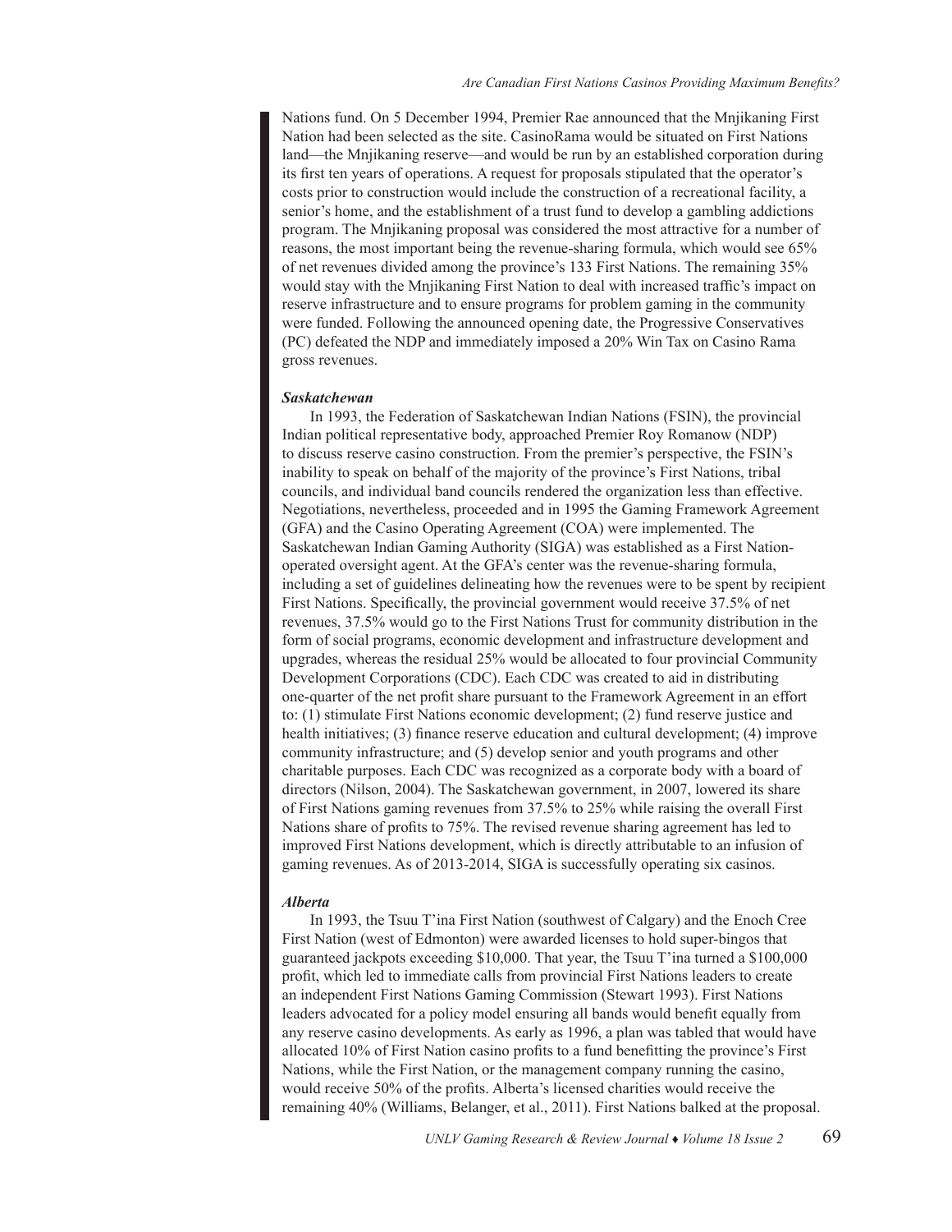Nations fund. On 5 December 1994, Premier Rae announced that the Mnjikaning First Nation had been selected as the site. CasinoRama would be situated on First Nations land—the Mnjikaning reserve—and would be run by an established corporation during its first ten years of operations. A request for proposals stipulated that the operator's costs prior to construction would include the construction of a recreational facility, a senior's home, and the establishment of a trust fund to develop a gambling addictions program. The Mnjikaning proposal was considered the most attractive for a number of reasons, the most important being the revenue-sharing formula, which would see 65% of net revenues divided among the province's 133 First Nations. The remaining 35% would stay with the Mnjikaning First Nation to deal with increased traffic's impact on reserve infrastructure and to ensure programs for problem gaming in the community were funded. Following the announced opening date, the Progressive Conservatives (PC) defeated the NDP and immediately imposed a 20% Win Tax on Casino Rama gross revenues.

### *Saskatchewan*

In 1993, the Federation of Saskatchewan Indian Nations (FSIN), the provincial Indian political representative body, approached Premier Roy Romanow (NDP) to discuss reserve casino construction. From the premier's perspective, the FSIN's inability to speak on behalf of the majority of the province's First Nations, tribal councils, and individual band councils rendered the organization less than effective. Negotiations, nevertheless, proceeded and in 1995 the Gaming Framework Agreement (GFA) and the Casino Operating Agreement (COA) were implemented. The Saskatchewan Indian Gaming Authority (SIGA) was established as a First Nation-operated oversight agent. At the GFA's center was the revenue-sharing formula, including a set of guidelines delineating how the revenues were to be spent by recipient First Nations. Specifically, the provincial government would receive 37.5% of net revenues, 37.5% would go to the First Nations Trust for community distribution in the form of social programs, economic development and infrastructure development and upgrades, whereas the residual 25% would be allocated to four provincial Community Development Corporations (CDC). Each CDC was created to aid in distributing one-quarter of the net profit share pursuant to the Framework Agreement in an effort to: (1) stimulate First Nations economic development; (2) fund reserve justice and health initiatives; (3) finance reserve education and cultural development; (4) improve community infrastructure; and (5) develop senior and youth programs and other charitable purposes. Each CDC was recognized as a corporate body with a board of directors (Nilson, 2004). The Saskatchewan government, in 2007, lowered its share of First Nations gaming revenues from 37.5% to 25% while raising the overall First Nations share of profits to 75%. The revised revenue sharing agreement has led to improved First Nations development, which is directly attributable to an infusion of gaming revenues. As of 2013-2014, SIGA is successfully operating six casinos.

### *Alberta*

In 1993, the Tsuu T'ina First Nation (southwest of Calgary) and the Enoch Cree First Nation (west of Edmonton) were awarded licenses to hold super-bingos that guaranteed jackpots exceeding $10,000. That year, the Tsuu T'ina turned a $100,000 profit, which led to immediate calls from provincial First Nations leaders to create an independent First Nations Gaming Commission (Stewart 1993). First Nations leaders advocated for a policy model ensuring all bands would benefit equally from any reserve casino developments. As early as 1996, a plan was tabled that would have allocated 10% of First Nation casino profits to a fund benefitting the province's First Nations, while the First Nation, or the management company running the casino, would receive 50% of the profits. Alberta's licensed charities would receive the remaining 40% (Williams, Belanger, et al., 2011). First Nations balked at the proposal.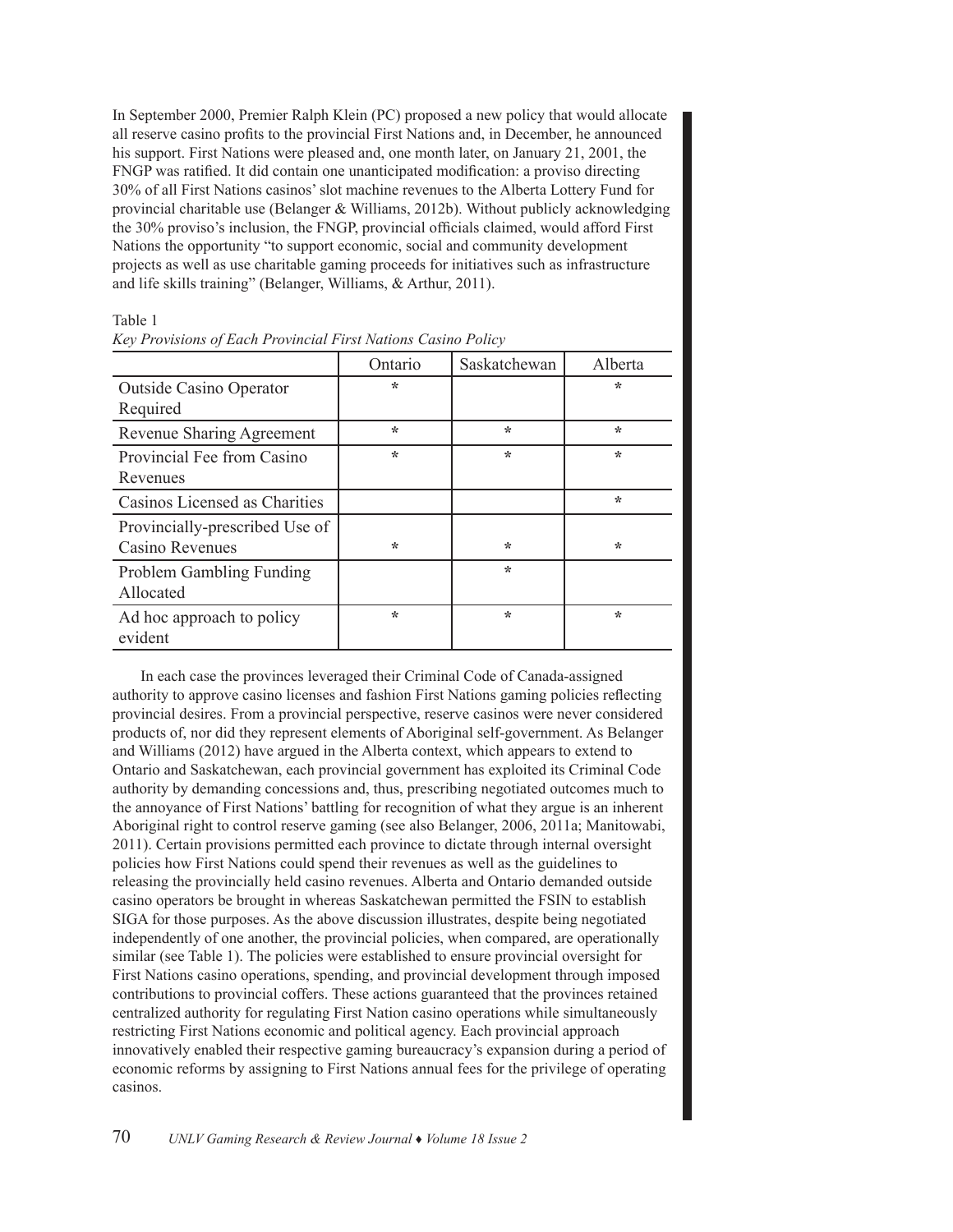In September 2000, Premier Ralph Klein (PC) proposed a new policy that would allocate all reserve casino profits to the provincial First Nations and, in December, he announced his support. First Nations were pleased and, one month later, on January 21, 2001, the FNGP was ratified. It did contain one unanticipated modification: a proviso directing 30% of all First Nations casinos' slot machine revenues to the Alberta Lottery Fund for provincial charitable use (Belanger & Williams, 2012b). Without publicly acknowledging the 30% proviso's inclusion, the FNGP, provincial officials claimed, would afford First Nations the opportunity "to support economic, social and community development projects as well as use charitable gaming proceeds for initiatives such as infrastructure and life skills training" (Belanger, Williams, & Arthur, 2011).

Table 1
*Key Provisions of Each Provincial First Nations Casino Policy*

| | Ontario | Saskatchewan | Alberta |
|---|---|---|---|
| Outside Casino Operator Required | * | | * |
| Revenue Sharing Agreement | * | * | * |
| Provincial Fee from Casino Revenues | * | * | * |
| Casinos Licensed as Charities | | | * |
| Provincially-prescribed Use of Casino Revenues | * | * | * |
| Problem Gambling Funding Allocated | | * | |
| Ad hoc approach to policy evident | * | * | * |

In each case the provinces leveraged their Criminal Code of Canada-assigned authority to approve casino licenses and fashion First Nations gaming policies reflecting provincial desires. From a provincial perspective, reserve casinos were never considered products of, nor did they represent elements of Aboriginal self-government. As Belanger and Williams (2012) have argued in the Alberta context, which appears to extend to Ontario and Saskatchewan, each provincial government has exploited its Criminal Code authority by demanding concessions and, thus, prescribing negotiated outcomes much to the annoyance of First Nations' battling for recognition of what they argue is an inherent Aboriginal right to control reserve gaming (see also Belanger, 2006, 2011a; Manitowabi, 2011). Certain provisions permitted each province to dictate through internal oversight policies how First Nations could spend their revenues as well as the guidelines to releasing the provincially held casino revenues. Alberta and Ontario demanded outside casino operators be brought in whereas Saskatchewan permitted the FSIN to establish SIGA for those purposes. As the above discussion illustrates, despite being negotiated independently of one another, the provincial policies, when compared, are operationally similar (see Table 1). The policies were established to ensure provincial oversight for First Nations casino operations, spending, and provincial development through imposed contributions to provincial coffers. These actions guaranteed that the provinces retained centralized authority for regulating First Nation casino operations while simultaneously restricting First Nations economic and political agency. Each provincial approach innovatively enabled their respective gaming bureaucracy's expansion during a period of economic reforms by assigning to First Nations annual fees for the privilege of operating casinos.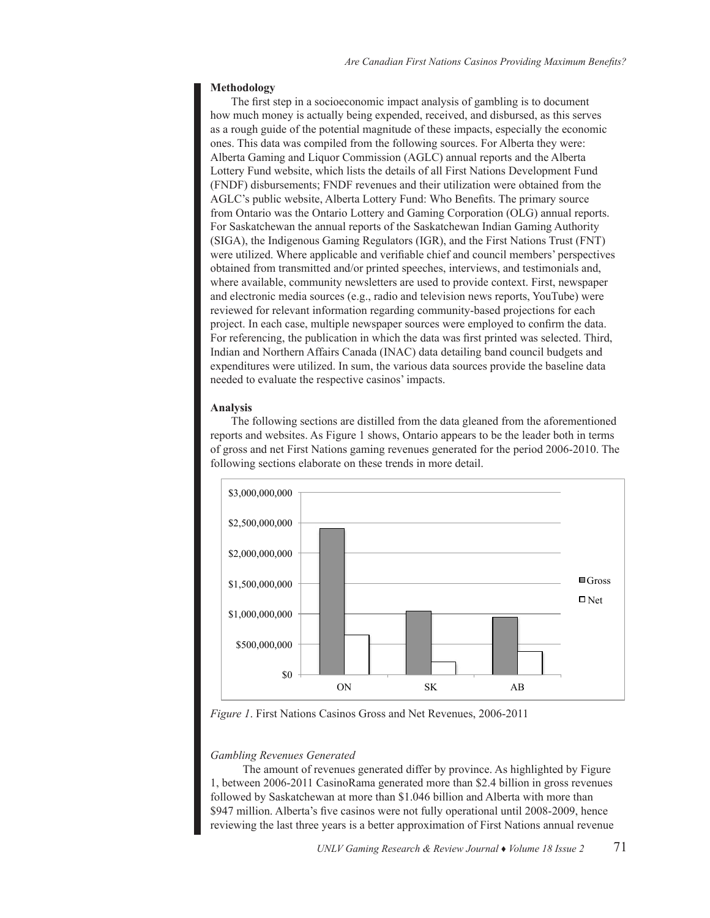### Methodology

The first step in a socioeconomic impact analysis of gambling is to document how much money is actually being expended, received, and disbursed, as this serves as a rough guide of the potential magnitude of these impacts, especially the economic ones. This data was compiled from the following sources. For Alberta they were: Alberta Gaming and Liquor Commission (AGLC) annual reports and the Alberta Lottery Fund website, which lists the details of all First Nations Development Fund (FNDF) disbursements; FNDF revenues and their utilization were obtained from the AGLC's public website, Alberta Lottery Fund: Who Benefits. The primary source from Ontario was the Ontario Lottery and Gaming Corporation (OLG) annual reports. For Saskatchewan the annual reports of the Saskatchewan Indian Gaming Authority (SIGA), the Indigenous Gaming Regulators (IGR), and the First Nations Trust (FNT) were utilized. Where applicable and verifiable chief and council members' perspectives obtained from transmitted and/or printed speeches, interviews, and testimonials and, where available, community newsletters are used to provide context. First, newspaper and electronic media sources (e.g., radio and television news reports, YouTube) were reviewed for relevant information regarding community-based projections for each project. In each case, multiple newspaper sources were employed to confirm the data. For referencing, the publication in which the data was first printed was selected. Third, Indian and Northern Affairs Canada (INAC) data detailing band council budgets and expenditures were utilized. In sum, the various data sources provide the baseline data needed to evaluate the respective casinos' impacts.

### Analysis

The following sections are distilled from the data gleaned from the aforementioned reports and websites. As Figure 1 shows, Ontario appears to be the leader both in terms of gross and net First Nations gaming revenues generated for the period 2006-2010. The following sections elaborate on these trends in more detail.

*Figure 1*. First Nations Casinos Gross and Net Revenues, 2006-2011

#### *Gambling Revenues Generated*

The amount of revenues generated differ by province. As highlighted by Figure 1, between 2006-2011 CasinoRama generated more than $2.4 billion in gross revenues followed by Saskatchewan at more than $1.046 billion and Alberta with more than $947 million. Alberta's five casinos were not fully operational until 2008-2009, hence reviewing the last three years is a better approximation of First Nations annual revenue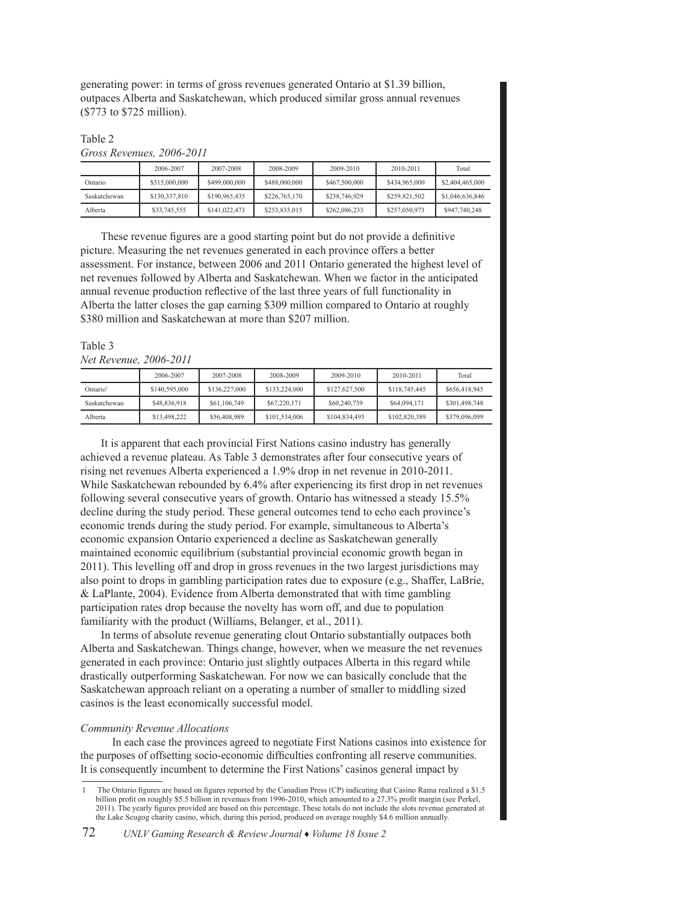generating power: in terms of gross revenues generated Ontario at $1.39 billion, outpaces Alberta and Saskatchewan, which produced similar gross annual revenues ($773 to $725 million).

Table 2
*Gross Revenues, 2006-2011*

| | 2006-2007 | 2007-2008 | 2008-2009 | 2009-2010 | 2010-2011 | Total |
|---|---|---|---|---|---|---|
| Ontario | $515,000,000 | $499,000,000 | $488,000,000 | $467,500,000 | $434,965,000 | $2,404,465,000 |
| Saskatchewan | $130,337,810 | $190,965,435 | $226,765,170 | $238,746,929 | $259,821,502 | $1,046,636,846 |
| Alberta | $33,745,555 | $141,022,473 | $253,835,015 | $262,086,233 | $257,050,973 | $947,740,248 |

These revenue figures are a good starting point but do not provide a definitive picture. Measuring the net revenues generated in each province offers a better assessment. For instance, between 2006 and 2011 Ontario generated the highest level of net revenues followed by Alberta and Saskatchewan. When we factor in the anticipated annual revenue production reflective of the last three years of full functionality in Alberta the latter closes the gap earning $309 million compared to Ontario at roughly $380 million and Saskatchewan at more than $207 million.

Table 3
*Net Revenue, 2006-2011*

| | 2006-2007 | 2007-2008 | 2008-2009 | 2009-2010 | 2010-2011 | Total |
|---|---|---|---|---|---|---|
| Ontario[1] | $140,595,000 | $136,227,000 | $133,224,000 | $127,627,500 | $118,745,445 | $656,418,945 |
| Saskatchewan | $48,836,918 | $61,106,749 | $67,220,171 | $60,240,739 | $64,094,171 | $301,498,748 |
| Alberta | $13,498,222 | $56,408,989 | $101,534,006 | $104,834,493 | $102,820,389 | $379,096,099 |

It is apparent that each provincial First Nations casino industry has generally achieved a revenue plateau. As Table 3 demonstrates after four consecutive years of rising net revenues Alberta experienced a 1.9% drop in net revenue in 2010-2011. While Saskatchewan rebounded by 6.4% after experiencing its first drop in net revenues following several consecutive years of growth. Ontario has witnessed a steady 15.5% decline during the study period. These general outcomes tend to echo each province's economic trends during the study period. For example, simultaneous to Alberta's economic expansion Ontario experienced a decline as Saskatchewan generally maintained economic equilibrium (substantial provincial economic growth began in 2011). This levelling off and drop in gross revenues in the two largest jurisdictions may also point to drops in gambling participation rates due to exposure (e.g., Shaffer, LaBrie, & LaPlante, 2004). Evidence from Alberta demonstrated that with time gambling participation rates drop because the novelty has worn off, and due to population familiarity with the product (Williams, Belanger, et al., 2011).

In terms of absolute revenue generating clout Ontario substantially outpaces both Alberta and Saskatchewan. Things change, however, when we measure the net revenues generated in each province: Ontario just slightly outpaces Alberta in this regard while drastically outperforming Saskatchewan. For now we can basically conclude that the Saskatchewan approach reliant on a operating a number of smaller to middling sized casinos is the least economically successful model.

*Community Revenue Allocations*

In each case the provinces agreed to negotiate First Nations casinos into existence for the purposes of offsetting socio-economic difficulties confronting all reserve communities. It is consequently incumbent to determine the First Nations' casinos general impact by

[1] The Ontario figures are based on figures reported by the Canadian Press (CP) indicating that Casino Rama realized a $1.5 billion profit on roughly $5.5 billion in revenues from 1996-2010, which amounted to a 27.3% profit margin (see Perkel, 2011). The yearly figures provided are based on this percentage. These totals do not include the slots revenue generated at the Lake Scugog charity casino, which, during this period, produced on average roughly $4.6 million annually.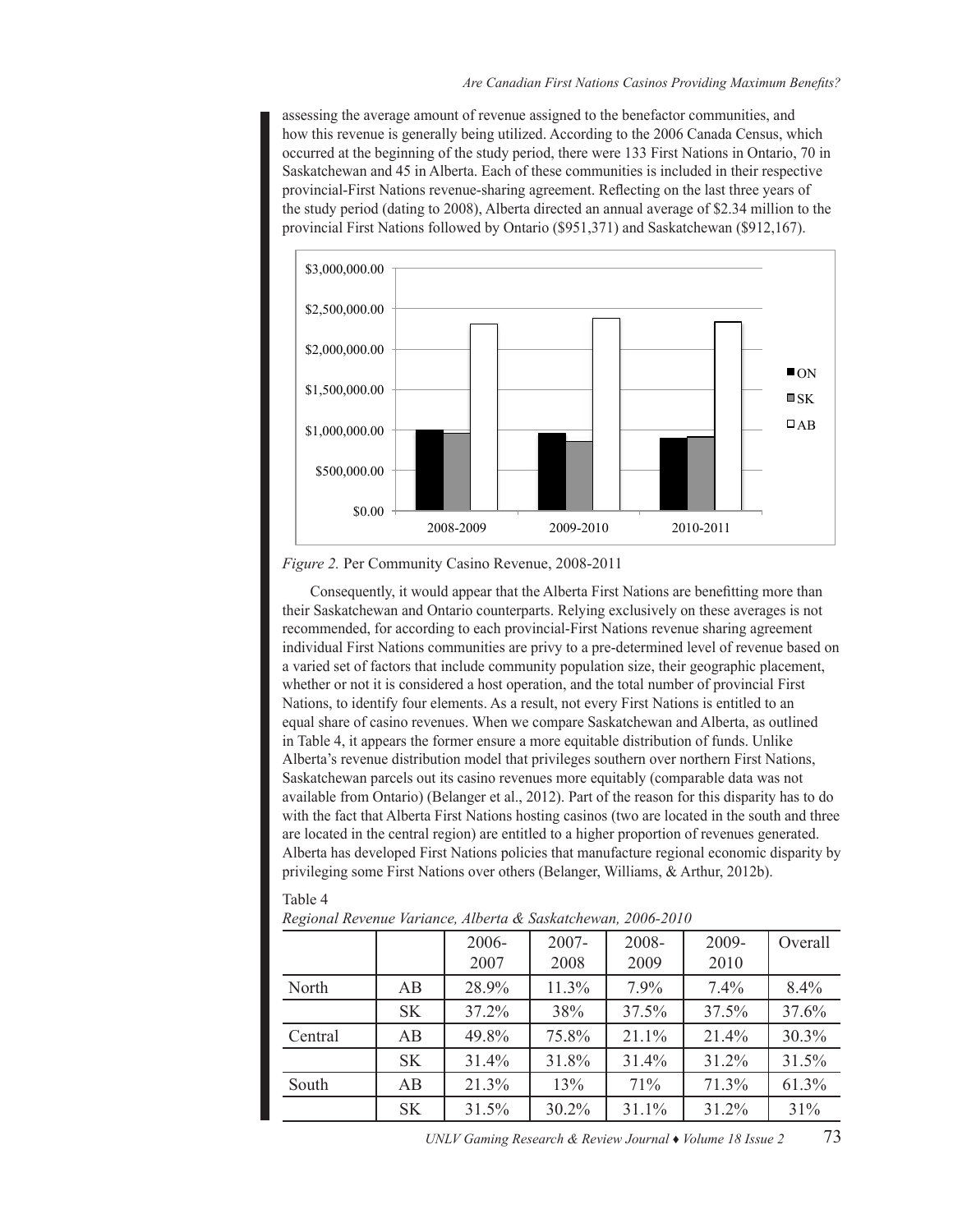assessing the average amount of revenue assigned to the benefactor communities, and how this revenue is generally being utilized. According to the 2006 Canada Census, which occurred at the beginning of the study period, there were 133 First Nations in Ontario, 70 in Saskatchewan and 45 in Alberta. Each of these communities is included in their respective provincial-First Nations revenue-sharing agreement. Reflecting on the last three years of the study period (dating to 2008), Alberta directed an annual average of $2.34 million to the provincial First Nations followed by Ontario ($951,371) and Saskatchewan ($912,167).

*Figure 2.* Per Community Casino Revenue, 2008-2011

Consequently, it would appear that the Alberta First Nations are benefitting more than their Saskatchewan and Ontario counterparts. Relying exclusively on these averages is not recommended, for according to each provincial-First Nations revenue sharing agreement individual First Nations communities are privy to a pre-determined level of revenue based on a varied set of factors that include community population size, their geographic placement, whether or not it is considered a host operation, and the total number of provincial First Nations, to identify four elements. As a result, not every First Nations is entitled to an equal share of casino revenues. When we compare Saskatchewan and Alberta, as outlined in Table 4, it appears the former ensure a more equitable distribution of funds. Unlike Alberta's revenue distribution model that privileges southern over northern First Nations, Saskatchewan parcels out its casino revenues more equitably (comparable data was not available from Ontario) (Belanger et al., 2012). Part of the reason for this disparity has to do with the fact that Alberta First Nations hosting casinos (two are located in the south and three are located in the central region) are entitled to a higher proportion of revenues generated. Alberta has developed First Nations policies that manufacture regional economic disparity by privileging some First Nations over others (Belanger, Williams, & Arthur, 2012b).

Table 4
*Regional Revenue Variance, Alberta & Saskatchewan, 2006-2010*

| | | 2006-2007 | 2007-2008 | 2008-2009 | 2009-2010 | Overall |
|---|---|---|---|---|---|---|
| North | AB | 28.9% | 11.3% | 7.9% | 7.4% | 8.4% |
| | SK | 37.2% | 38% | 37.5% | 37.5% | 37.6% |
| Central | AB | 49.8% | 75.8% | 21.1% | 21.4% | 30.3% |
| | SK | 31.4% | 31.8% | 31.4% | 31.2% | 31.5% |
| South | AB | 21.3% | 13% | 71% | 71.3% | 61.3% |
| | SK | 31.5% | 30.2% | 31.1% | 31.2% | 31% |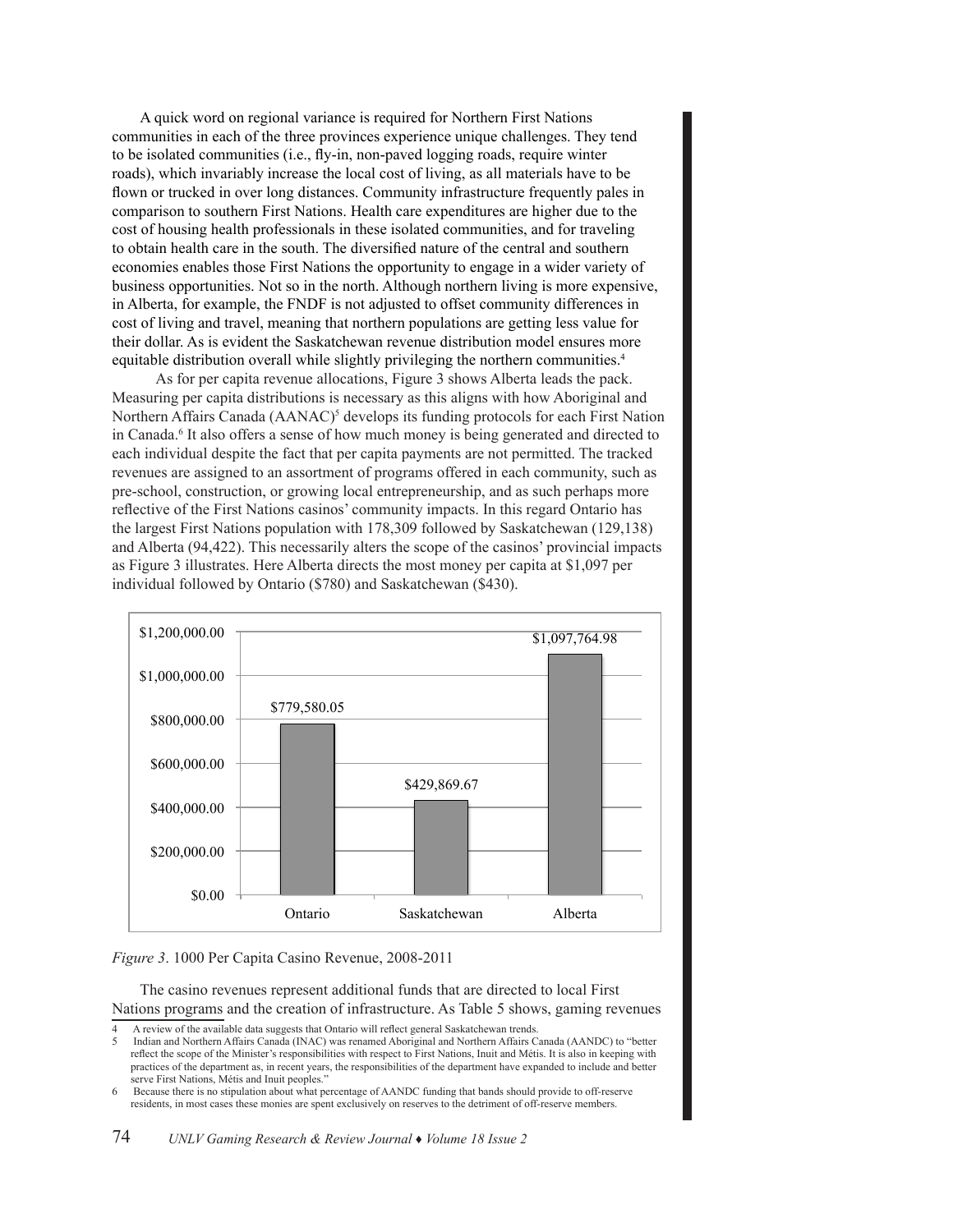A quick word on regional variance is required for Northern First Nations communities in each of the three provinces experience unique challenges. They tend to be isolated communities (i.e., fly-in, non-paved logging roads, require winter roads), which invariably increase the local cost of living, as all materials have to be flown or trucked in over long distances. Community infrastructure frequently pales in comparison to southern First Nations. Health care expenditures are higher due to the cost of housing health professionals in these isolated communities, and for traveling to obtain health care in the south. The diversified nature of the central and southern economies enables those First Nations the opportunity to engage in a wider variety of business opportunities. Not so in the north. Although northern living is more expensive, in Alberta, for example, the FNDF is not adjusted to offset community differences in cost of living and travel, meaning that northern populations are getting less value for their dollar. As is evident the Saskatchewan revenue distribution model ensures more equitable distribution overall while slightly privileging the northern communities.[4]

As for per capita revenue allocations, Figure 3 shows Alberta leads the pack. Measuring per capita distributions is necessary as this aligns with how Aboriginal and Northern Affairs Canada (AANAC)[5] develops its funding protocols for each First Nation in Canada.[6] It also offers a sense of how much money is being generated and directed to each individual despite the fact that per capita payments are not permitted. The tracked revenues are assigned to an assortment of programs offered in each community, such as pre-school, construction, or growing local entrepreneurship, and as such perhaps more reflective of the First Nations casinos' community impacts. In this regard Ontario has the largest First Nations population with 178,309 followed by Saskatchewan (129,138) and Alberta (94,422). This necessarily alters the scope of the casinos' provincial impacts as Figure 3 illustrates. Here Alberta directs the most money per capita at $1,097 per individual followed by Ontario ($780) and Saskatchewan ($430).

| Province | Per Capita Casino Revenue |
|---|---|
| Ontario | $779,580.05 |
| Saskatchewan | $429,869.67 |
| Alberta | $1,097,764.98 |

*Figure 3*. 1000 Per Capita Casino Revenue, 2008-2011

The casino revenues represent additional funds that are directed to local First Nations programs and the creation of infrastructure. As Table 5 shows, gaming revenues

---

4 A review of the available data suggests that Ontario will reflect general Saskatchewan trends.

5 Indian and Northern Affairs Canada (INAC) was renamed Aboriginal and Northern Affairs Canada (AANDC) to "better reflect the scope of the Minister's responsibilities with respect to First Nations, Inuit and Métis. It is also in keeping with practices of the department as, in recent years, the responsibilities of the department have expanded to include and better serve First Nations, Métis and Inuit peoples."

6 Because there is no stipulation about what percentage of AANDC funding that bands should provide to off-reserve residents, in most cases these monies are spent exclusively on reserves to the detriment of off-reserve members.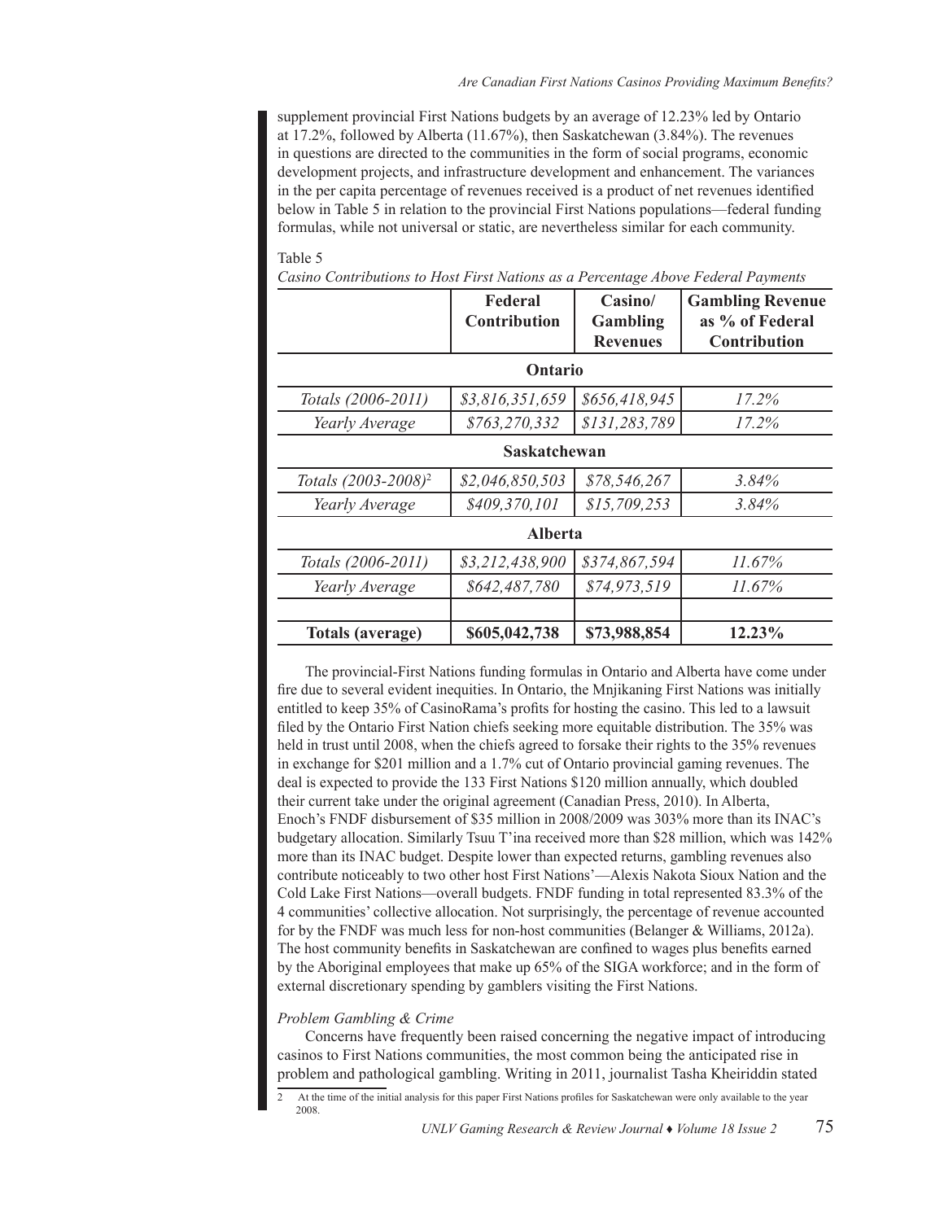supplement provincial First Nations budgets by an average of 12.23% led by Ontario at 17.2%, followed by Alberta (11.67%), then Saskatchewan (3.84%). The revenues in questions are directed to the communities in the form of social programs, economic development projects, and infrastructure development and enhancement. The variances in the per capita percentage of revenues received is a product of net revenues identified below in Table 5 in relation to the provincial First Nations populations—federal funding formulas, while not universal or static, are nevertheless similar for each community.

Table 5

*Casino Contributions to Host First Nations as a Percentage Above Federal Payments*

| | Federal Contribution | Casino/ Gambling Revenues | Gambling Revenue as % of Federal Contribution |
|---|---|---|---|
| **Ontario** | | | |
| *Totals (2006-2011)* | *\$3,816,351,659* | *\$656,418,945* | *17.2%* |
| *Yearly Average* | *\$763,270,332* | *\$131,283,789* | *17.2%* |
| **Saskatchewan** | | | |
| *Totals (2003-2008)*[2] | *\$2,046,850,503* | *\$78,546,267* | *3.84%* |
| *Yearly Average* | *\$409,370,101* | *\$15,709,253* | *3.84%* |
| **Alberta** | | | |
| *Totals (2006-2011)* | *\$3,212,438,900* | *\$374,867,594* | *11.67%* |
| *Yearly Average* | *\$642,487,780* | *\$74,973,519* | *11.67%* |
| | | | |
| **Totals (average)** | **\$605,042,738** | **\$73,988,854** | **12.23%** |

The provincial-First Nations funding formulas in Ontario and Alberta have come under fire due to several evident inequities. In Ontario, the Mnjikaning First Nations was initially entitled to keep 35% of CasinoRama's profits for hosting the casino. This led to a lawsuit filed by the Ontario First Nation chiefs seeking more equitable distribution. The 35% was held in trust until 2008, when the chiefs agreed to forsake their rights to the 35% revenues in exchange for \$201 million and a 1.7% cut of Ontario provincial gaming revenues. The deal is expected to provide the 133 First Nations \$120 million annually, which doubled their current take under the original agreement (Canadian Press, 2010). In Alberta, Enoch's FNDF disbursement of \$35 million in 2008/2009 was 303% more than its INAC's budgetary allocation. Similarly Tsuu T'ina received more than \$28 million, which was 142% more than its INAC budget. Despite lower than expected returns, gambling revenues also contribute noticeably to two other host First Nations'—Alexis Nakota Sioux Nation and the Cold Lake First Nations—overall budgets. FNDF funding in total represented 83.3% of the 4 communities' collective allocation. Not surprisingly, the percentage of revenue accounted for by the FNDF was much less for non-host communities (Belanger & Williams, 2012a). The host community benefits in Saskatchewan are confined to wages plus benefits earned by the Aboriginal employees that make up 65% of the SIGA workforce; and in the form of external discretionary spending by gamblers visiting the First Nations.

*Problem Gambling & Crime*

Concerns have frequently been raised concerning the negative impact of introducing casinos to First Nations communities, the most common being the anticipated rise in problem and pathological gambling. Writing in 2011, journalist Tasha Kheiriddin stated

2 At the time of the initial analysis for this paper First Nations profiles for Saskatchewan were only available to the year 2008.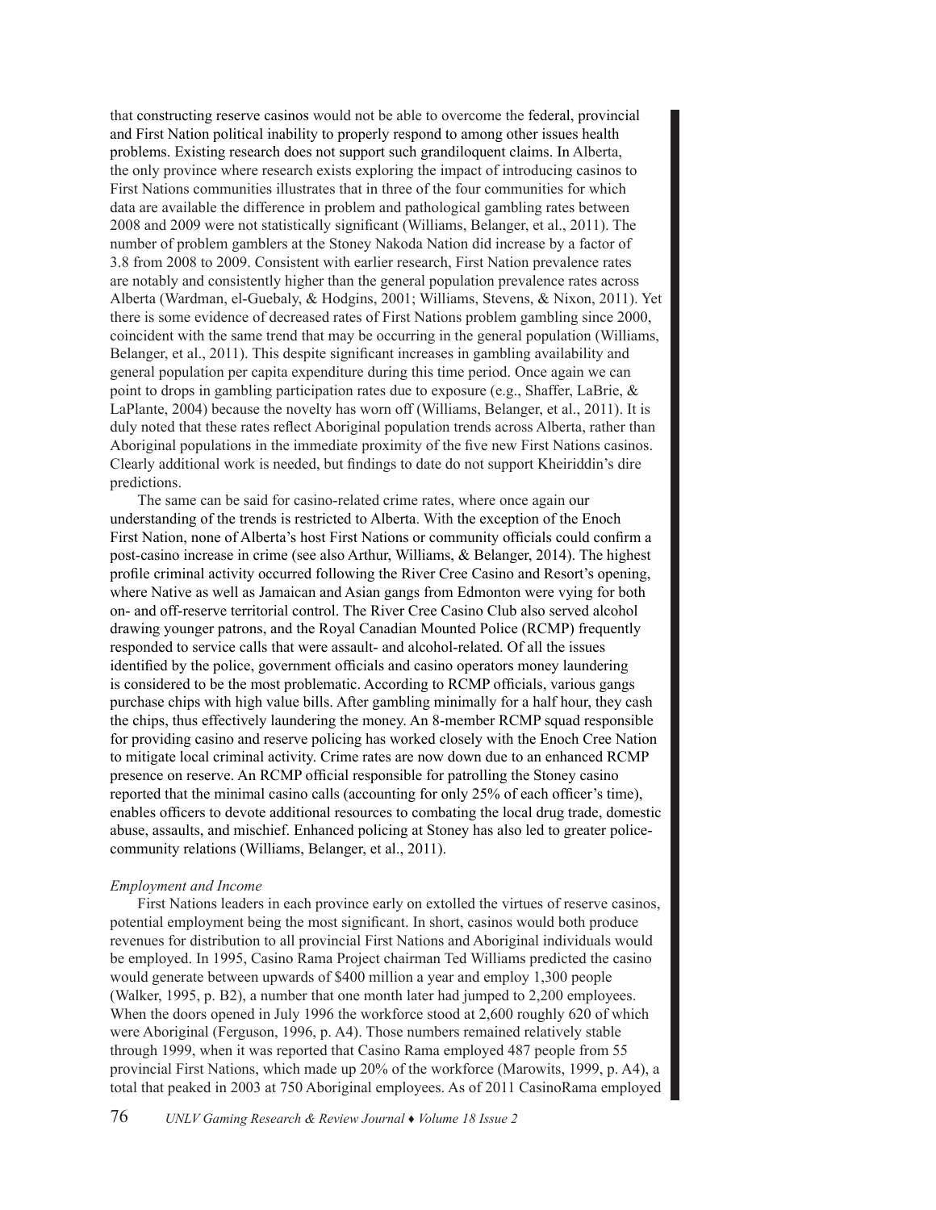that constructing reserve casinos would not be able to overcome the federal, provincial and First Nation political inability to properly respond to among other issues health problems. Existing research does not support such grandiloquent claims. In Alberta, the only province where research exists exploring the impact of introducing casinos to First Nations communities illustrates that in three of the four communities for which data are available the difference in problem and pathological gambling rates between 2008 and 2009 were not statistically significant (Williams, Belanger, et al., 2011). The number of problem gamblers at the Stoney Nakoda Nation did increase by a factor of 3.8 from 2008 to 2009. Consistent with earlier research, First Nation prevalence rates are notably and consistently higher than the general population prevalence rates across Alberta (Wardman, el-Guebaly, & Hodgins, 2001; Williams, Stevens, & Nixon, 2011). Yet there is some evidence of decreased rates of First Nations problem gambling since 2000, coincident with the same trend that may be occurring in the general population (Williams, Belanger, et al., 2011). This despite significant increases in gambling availability and general population per capita expenditure during this time period. Once again we can point to drops in gambling participation rates due to exposure (e.g., Shaffer, LaBrie, & LaPlante, 2004) because the novelty has worn off (Williams, Belanger, et al., 2011). It is duly noted that these rates reflect Aboriginal population trends across Alberta, rather than Aboriginal populations in the immediate proximity of the five new First Nations casinos. Clearly additional work is needed, but findings to date do not support Kheiriddin's dire predictions.

The same can be said for casino-related crime rates, where once again our understanding of the trends is restricted to Alberta. With the exception of the Enoch First Nation, none of Alberta's host First Nations or community officials could confirm a post-casino increase in crime (see also Arthur, Williams, & Belanger, 2014). The highest profile criminal activity occurred following the River Cree Casino and Resort's opening, where Native as well as Jamaican and Asian gangs from Edmonton were vying for both on- and off-reserve territorial control. The River Cree Casino Club also served alcohol drawing younger patrons, and the Royal Canadian Mounted Police (RCMP) frequently responded to service calls that were assault- and alcohol-related. Of all the issues identified by the police, government officials and casino operators money laundering is considered to be the most problematic. According to RCMP officials, various gangs purchase chips with high value bills. After gambling minimally for a half hour, they cash the chips, thus effectively laundering the money. An 8-member RCMP squad responsible for providing casino and reserve policing has worked closely with the Enoch Cree Nation to mitigate local criminal activity. Crime rates are now down due to an enhanced RCMP presence on reserve. An RCMP official responsible for patrolling the Stoney casino reported that the minimal casino calls (accounting for only 25% of each officer's time), enables officers to devote additional resources to combating the local drug trade, domestic abuse, assaults, and mischief. Enhanced policing at Stoney has also led to greater police-community relations (Williams, Belanger, et al., 2011).

*Employment and Income*

First Nations leaders in each province early on extolled the virtues of reserve casinos, potential employment being the most significant. In short, casinos would both produce revenues for distribution to all provincial First Nations and Aboriginal individuals would be employed. In 1995, Casino Rama Project chairman Ted Williams predicted the casino would generate between upwards of $400 million a year and employ 1,300 people (Walker, 1995, p. B2), a number that one month later had jumped to 2,200 employees. When the doors opened in July 1996 the workforce stood at 2,600 roughly 620 of which were Aboriginal (Ferguson, 1996, p. A4). Those numbers remained relatively stable through 1999, when it was reported that Casino Rama employed 487 people from 55 provincial First Nations, which made up 20% of the workforce (Marowits, 1999, p. A4), a total that peaked in 2003 at 750 Aboriginal employees. As of 2011 CasinoRama employed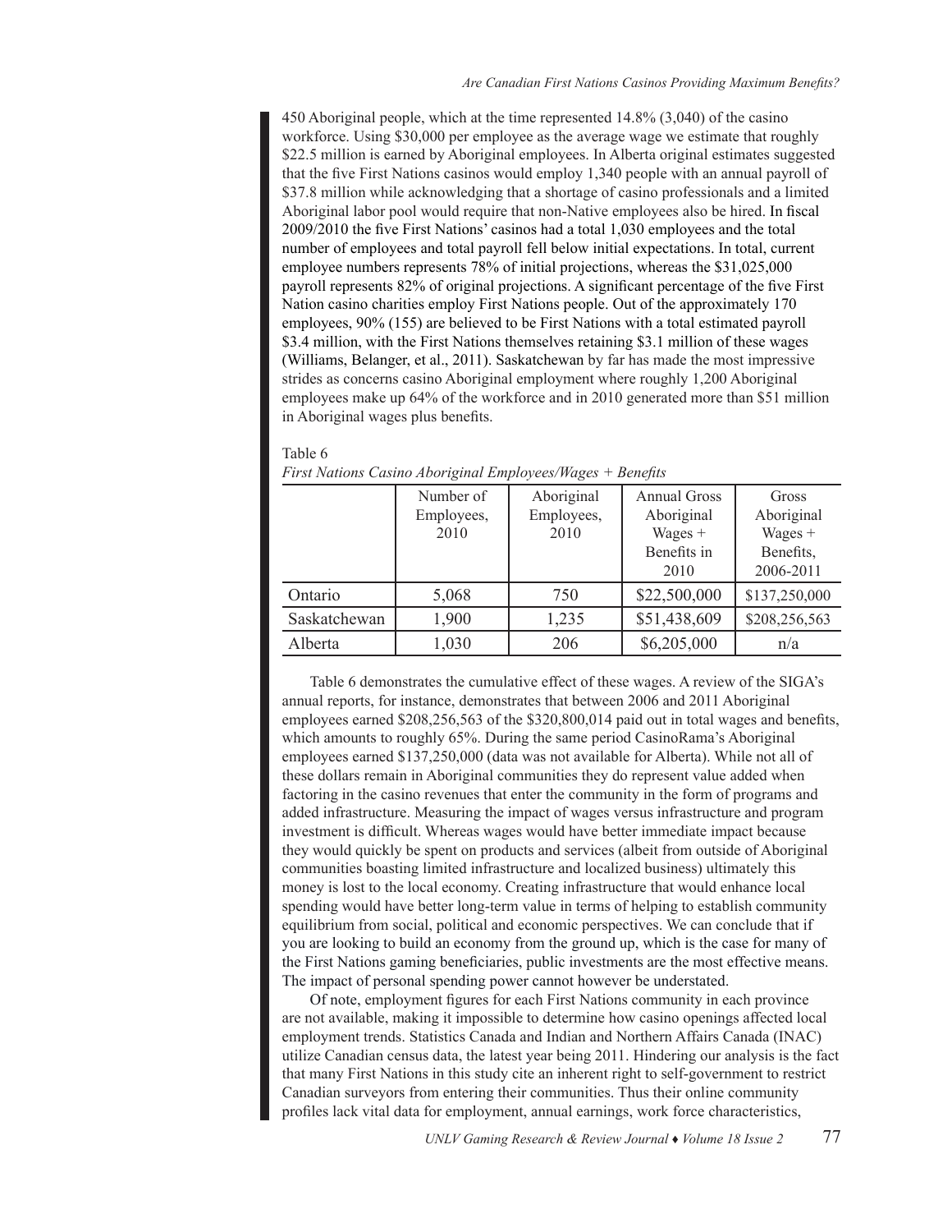450 Aboriginal people, which at the time represented 14.8% (3,040) of the casino workforce. Using $30,000 per employee as the average wage we estimate that roughly $22.5 million is earned by Aboriginal employees. In Alberta original estimates suggested that the five First Nations casinos would employ 1,340 people with an annual payroll of $37.8 million while acknowledging that a shortage of casino professionals and a limited Aboriginal labor pool would require that non-Native employees also be hired. In fiscal 2009/2010 the five First Nations' casinos had a total 1,030 employees and the total number of employees and total payroll fell below initial expectations. In total, current employee numbers represents 78% of initial projections, whereas the $31,025,000 payroll represents 82% of original projections. A significant percentage of the five First Nation casino charities employ First Nations people. Out of the approximately 170 employees, 90% (155) are believed to be First Nations with a total estimated payroll $3.4 million, with the First Nations themselves retaining $3.1 million of these wages (Williams, Belanger, et al., 2011). Saskatchewan by far has made the most impressive strides as concerns casino Aboriginal employment where roughly 1,200 Aboriginal employees make up 64% of the workforce and in 2010 generated more than $51 million in Aboriginal wages plus benefits.

Table 6
*First Nations Casino Aboriginal Employees/Wages + Benefits*

| | Number of Employees, 2010 | Aboriginal Employees, 2010 | Annual Gross Aboriginal Wages + Benefits in 2010 | Gross Aboriginal Wages + Benefits, 2006-2011 |
|---|---|---|---|---|
| Ontario | 5,068 | 750 | $22,500,000 | $137,250,000 |
| Saskatchewan | 1,900 | 1,235 | $51,438,609 | $208,256,563 |
| Alberta | 1,030 | 206 | $6,205,000 | n/a |

Table 6 demonstrates the cumulative effect of these wages. A review of the SIGA's annual reports, for instance, demonstrates that between 2006 and 2011 Aboriginal employees earned $208,256,563 of the $320,800,014 paid out in total wages and benefits, which amounts to roughly 65%. During the same period CasinoRama's Aboriginal employees earned $137,250,000 (data was not available for Alberta). While not all of these dollars remain in Aboriginal communities they do represent value added when factoring in the casino revenues that enter the community in the form of programs and added infrastructure. Measuring the impact of wages versus infrastructure and program investment is difficult. Whereas wages would have better immediate impact because they would quickly be spent on products and services (albeit from outside of Aboriginal communities boasting limited infrastructure and localized business) ultimately this money is lost to the local economy. Creating infrastructure that would enhance local spending would have better long-term value in terms of helping to establish community equilibrium from social, political and economic perspectives. We can conclude that if you are looking to build an economy from the ground up, which is the case for many of the First Nations gaming beneficiaries, public investments are the most effective means. The impact of personal spending power cannot however be understated.

Of note, employment figures for each First Nations community in each province are not available, making it impossible to determine how casino openings affected local employment trends. Statistics Canada and Indian and Northern Affairs Canada (INAC) utilize Canadian census data, the latest year being 2011. Hindering our analysis is the fact that many First Nations in this study cite an inherent right to self-government to restrict Canadian surveyors from entering their communities. Thus their online community profiles lack vital data for employment, annual earnings, work force characteristics,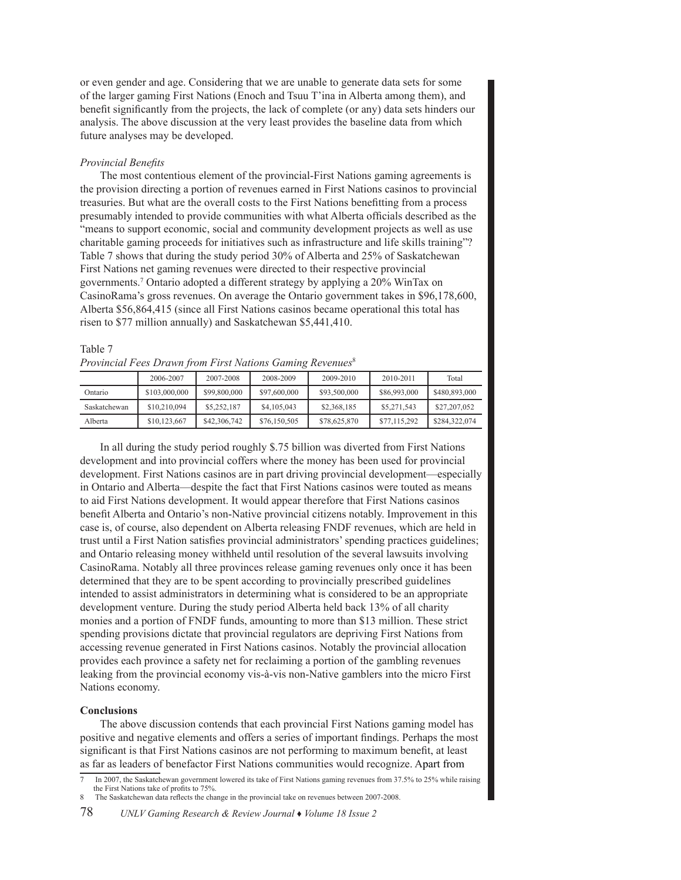or even gender and age. Considering that we are unable to generate data sets for some of the larger gaming First Nations (Enoch and Tsuu T'ina in Alberta among them), and benefit significantly from the projects, the lack of complete (or any) data sets hinders our analysis. The above discussion at the very least provides the baseline data from which future analyses may be developed.

*Provincial Benefits*

The most contentious element of the provincial-First Nations gaming agreements is the provision directing a portion of revenues earned in First Nations casinos to provincial treasuries. But what are the overall costs to the First Nations benefitting from a process presumably intended to provide communities with what Alberta officials described as the "means to support economic, social and community development projects as well as use charitable gaming proceeds for initiatives such as infrastructure and life skills training"? Table 7 shows that during the study period 30% of Alberta and 25% of Saskatchewan First Nations net gaming revenues were directed to their respective provincial governments.[7] Ontario adopted a different strategy by applying a 20% WinTax on CasinoRama's gross revenues. On average the Ontario government takes in $96,178,600, Alberta $56,864,415 (since all First Nations casinos became operational this total has risen to $77 million annually) and Saskatchewan $5,441,410.

Table 7
*Provincial Fees Drawn from First Nations Gaming Revenues*[8]

| | 2006-2007 | 2007-2008 | 2008-2009 | 2009-2010 | 2010-2011 | Total |
|---|---|---|---|---|---|---|
| Ontario | $103,000,000 | $99,800,000 | $97,600,000 | $93,500,000 | $86,993,000 | $480,893,000 |
| Saskatchewan | $10,210,094 | $5,252,187 | $4,105,043 | $2,368,185 | $5,271,543 | $27,207,052 |
| Alberta | $10,123,667 | $42,306,742 | $76,150,505 | $78,625,870 | $77,115,292 | $284,322,074 |

In all during the study period roughly $.75 billion was diverted from First Nations development and into provincial coffers where the money has been used for provincial development. First Nations casinos are in part driving provincial development—especially in Ontario and Alberta—despite the fact that First Nations casinos were touted as means to aid First Nations development. It would appear therefore that First Nations casinos benefit Alberta and Ontario's non-Native provincial citizens notably. Improvement in this case is, of course, also dependent on Alberta releasing FNDF revenues, which are held in trust until a First Nation satisfies provincial administrators' spending practices guidelines; and Ontario releasing money withheld until resolution of the several lawsuits involving CasinoRama. Notably all three provinces release gaming revenues only once it has been determined that they are to be spent according to provincially prescribed guidelines intended to assist administrators in determining what is considered to be an appropriate development venture. During the study period Alberta held back 13% of all charity monies and a portion of FNDF funds, amounting to more than $13 million. These strict spending provisions dictate that provincial regulators are depriving First Nations from accessing revenue generated in First Nations casinos. Notably the provincial allocation provides each province a safety net for reclaiming a portion of the gambling revenues leaking from the provincial economy vis-à-vis non-Native gamblers into the micro First Nations economy.

**Conclusions**

The above discussion contends that each provincial First Nations gaming model has positive and negative elements and offers a series of important findings. Perhaps the most significant is that First Nations casinos are not performing to maximum benefit, at least as far as leaders of benefactor First Nations communities would recognize. Apart from

7 In 2007, the Saskatchewan government lowered its take of First Nations gaming revenues from 37.5% to 25% while raising the First Nations take of profits to 75%.

8 The Saskatchewan data reflects the change in the provincial take on revenues between 2007-2008.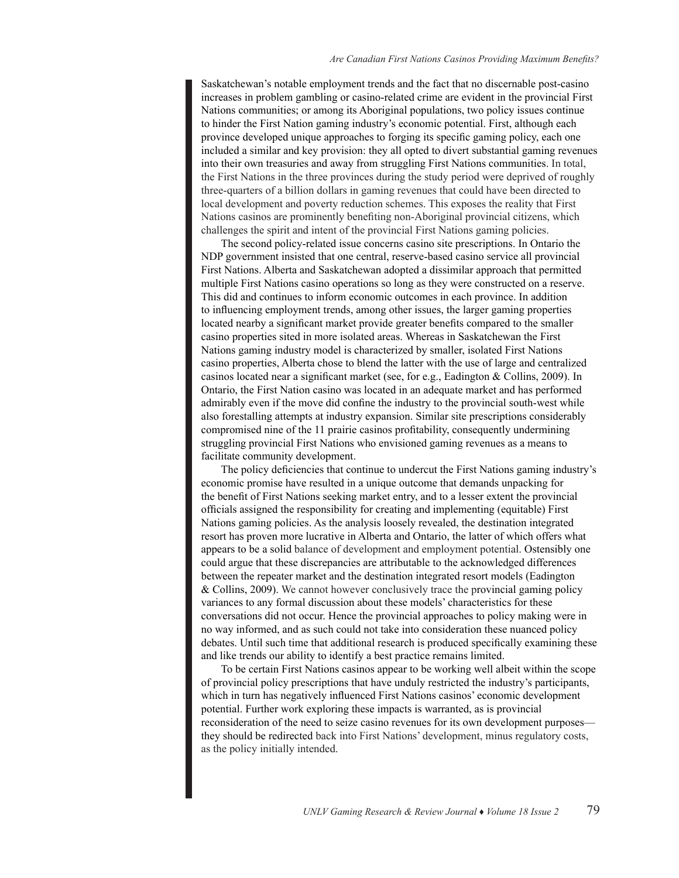Saskatchewan's notable employment trends and the fact that no discernable post-casino increases in problem gambling or casino-related crime are evident in the provincial First Nations communities; or among its Aboriginal populations, two policy issues continue to hinder the First Nation gaming industry's economic potential. First, although each province developed unique approaches to forging its specific gaming policy, each one included a similar and key provision: they all opted to divert substantial gaming revenues into their own treasuries and away from struggling First Nations communities. In total, the First Nations in the three provinces during the study period were deprived of roughly three-quarters of a billion dollars in gaming revenues that could have been directed to local development and poverty reduction schemes. This exposes the reality that First Nations casinos are prominently benefiting non-Aboriginal provincial citizens, which challenges the spirit and intent of the provincial First Nations gaming policies.

The second policy-related issue concerns casino site prescriptions. In Ontario the NDP government insisted that one central, reserve-based casino service all provincial First Nations. Alberta and Saskatchewan adopted a dissimilar approach that permitted multiple First Nations casino operations so long as they were constructed on a reserve. This did and continues to inform economic outcomes in each province. In addition to influencing employment trends, among other issues, the larger gaming properties located nearby a significant market provide greater benefits compared to the smaller casino properties sited in more isolated areas. Whereas in Saskatchewan the First Nations gaming industry model is characterized by smaller, isolated First Nations casino properties, Alberta chose to blend the latter with the use of large and centralized casinos located near a significant market (see, for e.g., Eadington & Collins, 2009). In Ontario, the First Nation casino was located in an adequate market and has performed admirably even if the move did confine the industry to the provincial south-west while also forestalling attempts at industry expansion. Similar site prescriptions considerably compromised nine of the 11 prairie casinos profitability, consequently undermining struggling provincial First Nations who envisioned gaming revenues as a means to facilitate community development.

The policy deficiencies that continue to undercut the First Nations gaming industry's economic promise have resulted in a unique outcome that demands unpacking for the benefit of First Nations seeking market entry, and to a lesser extent the provincial officials assigned the responsibility for creating and implementing (equitable) First Nations gaming policies. As the analysis loosely revealed, the destination integrated resort has proven more lucrative in Alberta and Ontario, the latter of which offers what appears to be a solid balance of development and employment potential. Ostensibly one could argue that these discrepancies are attributable to the acknowledged differences between the repeater market and the destination integrated resort models (Eadington & Collins, 2009). We cannot however conclusively trace the provincial gaming policy variances to any formal discussion about these models' characteristics for these conversations did not occur. Hence the provincial approaches to policy making were in no way informed, and as such could not take into consideration these nuanced policy debates. Until such time that additional research is produced specifically examining these and like trends our ability to identify a best practice remains limited.

To be certain First Nations casinos appear to be working well albeit within the scope of provincial policy prescriptions that have unduly restricted the industry's participants, which in turn has negatively influenced First Nations casinos' economic development potential. Further work exploring these impacts is warranted, as is provincial reconsideration of the need to seize casino revenues for its own development purposes—they should be redirected back into First Nations' development, minus regulatory costs, as the policy initially intended.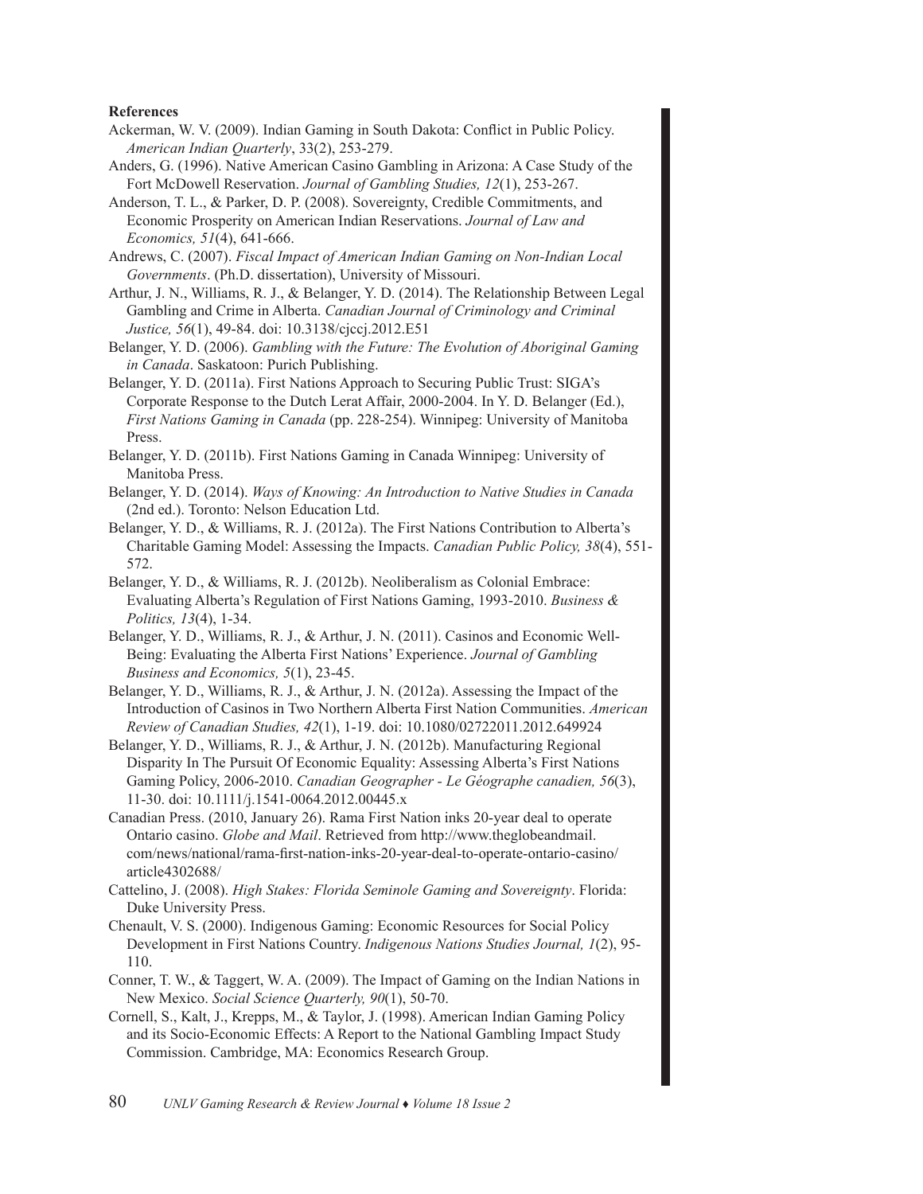**References**

Ackerman, W. V. (2009). Indian Gaming in South Dakota: Conflict in Public Policy. *American Indian Quarterly*, 33(2), 253-279.

Anders, G. (1996). Native American Casino Gambling in Arizona: A Case Study of the Fort McDowell Reservation. *Journal of Gambling Studies, 12*(1), 253-267.

Anderson, T. L., & Parker, D. P. (2008). Sovereignty, Credible Commitments, and Economic Prosperity on American Indian Reservations. *Journal of Law and Economics, 51*(4), 641-666.

Andrews, C. (2007). *Fiscal Impact of American Indian Gaming on Non-Indian Local Governments*. (Ph.D. dissertation), University of Missouri.

Arthur, J. N., Williams, R. J., & Belanger, Y. D. (2014). The Relationship Between Legal Gambling and Crime in Alberta. *Canadian Journal of Criminology and Criminal Justice, 56*(1), 49-84. doi: 10.3138/cjccj.2012.E51

Belanger, Y. D. (2006). *Gambling with the Future: The Evolution of Aboriginal Gaming in Canada*. Saskatoon: Purich Publishing.

Belanger, Y. D. (2011a). First Nations Approach to Securing Public Trust: SIGA's Corporate Response to the Dutch Lerat Affair, 2000-2004. In Y. D. Belanger (Ed.), *First Nations Gaming in Canada* (pp. 228-254). Winnipeg: University of Manitoba Press.

Belanger, Y. D. (2011b). First Nations Gaming in Canada Winnipeg: University of Manitoba Press.

Belanger, Y. D. (2014). *Ways of Knowing: An Introduction to Native Studies in Canada* (2nd ed.). Toronto: Nelson Education Ltd.

Belanger, Y. D., & Williams, R. J. (2012a). The First Nations Contribution to Alberta's Charitable Gaming Model: Assessing the Impacts. *Canadian Public Policy, 38*(4), 551-572.

Belanger, Y. D., & Williams, R. J. (2012b). Neoliberalism as Colonial Embrace: Evaluating Alberta's Regulation of First Nations Gaming, 1993-2010. *Business & Politics, 13*(4), 1-34.

Belanger, Y. D., Williams, R. J., & Arthur, J. N. (2011). Casinos and Economic Well-Being: Evaluating the Alberta First Nations' Experience. *Journal of Gambling Business and Economics, 5*(1), 23-45.

Belanger, Y. D., Williams, R. J., & Arthur, J. N. (2012a). Assessing the Impact of the Introduction of Casinos in Two Northern Alberta First Nation Communities. *American Review of Canadian Studies, 42*(1), 1-19. doi: 10.1080/02722011.2012.649924

Belanger, Y. D., Williams, R. J., & Arthur, J. N. (2012b). Manufacturing Regional Disparity In The Pursuit Of Economic Equality: Assessing Alberta's First Nations Gaming Policy, 2006-2010. *Canadian Geographer - Le Géographe canadien, 56*(3), 11-30. doi: 10.1111/j.1541-0064.2012.00445.x

Canadian Press. (2010, January 26). Rama First Nation inks 20-year deal to operate Ontario casino. *Globe and Mail*. Retrieved from http://www.theglobeandmail.com/news/national/rama-first-nation-inks-20-year-deal-to-operate-ontario-casino/article4302688/

Cattelino, J. (2008). *High Stakes: Florida Seminole Gaming and Sovereignty*. Florida: Duke University Press.

Chenault, V. S. (2000). Indigenous Gaming: Economic Resources for Social Policy Development in First Nations Country. *Indigenous Nations Studies Journal, 1*(2), 95-110.

Conner, T. W., & Taggert, W. A. (2009). The Impact of Gaming on the Indian Nations in New Mexico. *Social Science Quarterly, 90*(1), 50-70.

Cornell, S., Kalt, J., Krepps, M., & Taylor, J. (1998). American Indian Gaming Policy and its Socio-Economic Effects: A Report to the National Gambling Impact Study Commission. Cambridge, MA: Economics Research Group.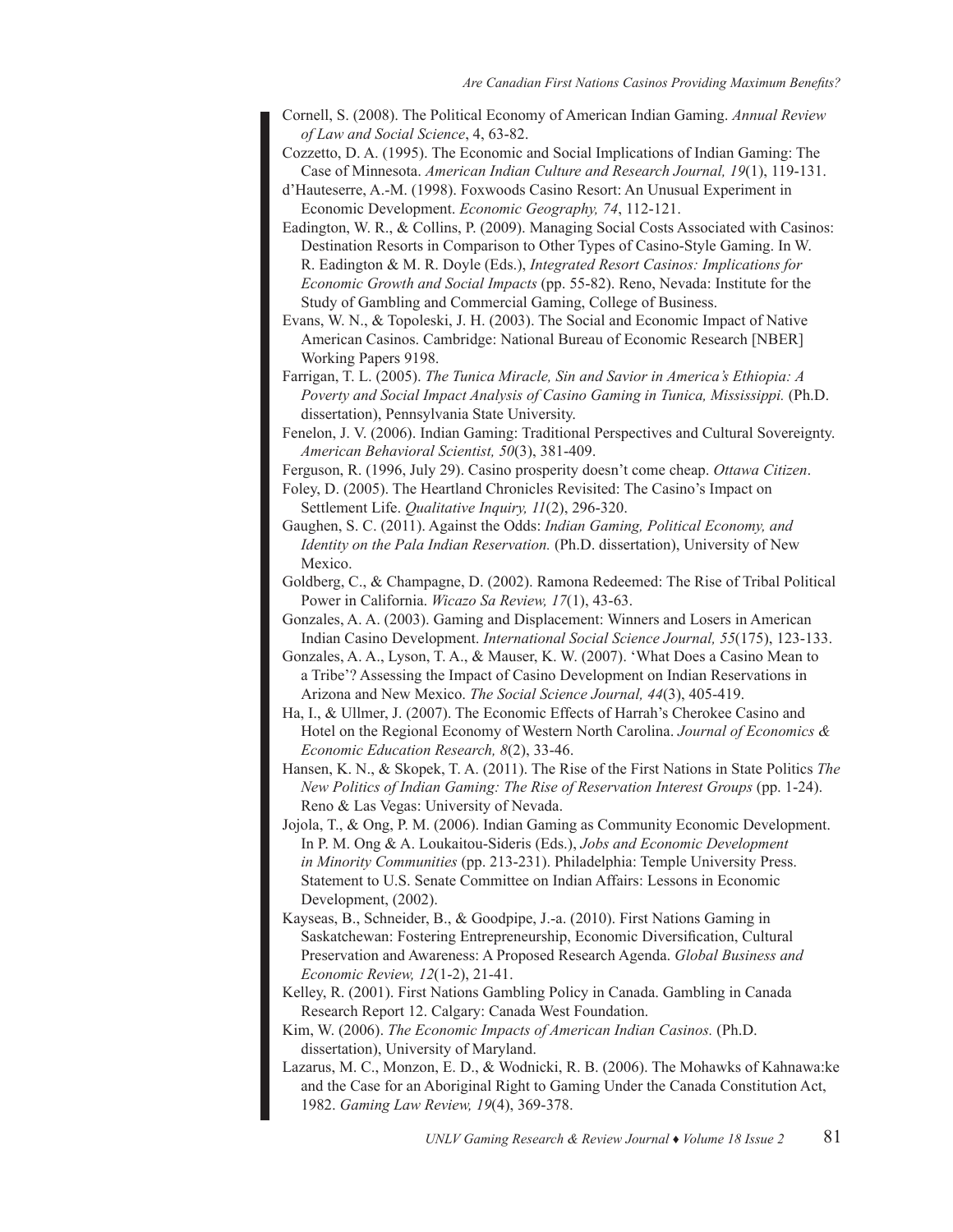Cornell, S. (2008). The Political Economy of American Indian Gaming. *Annual Review of Law and Social Science*, 4, 63-82.

Cozzetto, D. A. (1995). The Economic and Social Implications of Indian Gaming: The Case of Minnesota. *American Indian Culture and Research Journal, 19*(1), 119-131.

d'Hauteserre, A.-M. (1998). Foxwoods Casino Resort: An Unusual Experiment in Economic Development. *Economic Geography, 74*, 112-121.

Eadington, W. R., & Collins, P. (2009). Managing Social Costs Associated with Casinos: Destination Resorts in Comparison to Other Types of Casino-Style Gaming. In W. R. Eadington & M. R. Doyle (Eds.), *Integrated Resort Casinos: Implications for Economic Growth and Social Impacts* (pp. 55-82). Reno, Nevada: Institute for the Study of Gambling and Commercial Gaming, College of Business.

Evans, W. N., & Topoleski, J. H. (2003). The Social and Economic Impact of Native American Casinos. Cambridge: National Bureau of Economic Research [NBER] Working Papers 9198.

Farrigan, T. L. (2005). *The Tunica Miracle, Sin and Savior in America's Ethiopia: A Poverty and Social Impact Analysis of Casino Gaming in Tunica, Mississippi.* (Ph.D. dissertation), Pennsylvania State University.

Fenelon, J. V. (2006). Indian Gaming: Traditional Perspectives and Cultural Sovereignty. *American Behavioral Scientist, 50*(3), 381-409.

Ferguson, R. (1996, July 29). Casino prosperity doesn't come cheap. *Ottawa Citizen*.

Foley, D. (2005). The Heartland Chronicles Revisited: The Casino's Impact on Settlement Life. *Qualitative Inquiry, 11*(2), 296-320.

Gaughen, S. C. (2011). Against the Odds: *Indian Gaming, Political Economy, and Identity on the Pala Indian Reservation.* (Ph.D. dissertation), University of New Mexico.

Goldberg, C., & Champagne, D. (2002). Ramona Redeemed: The Rise of Tribal Political Power in California. *Wicazo Sa Review, 17*(1), 43-63.

Gonzales, A. A. (2003). Gaming and Displacement: Winners and Losers in American Indian Casino Development. *International Social Science Journal, 55*(175), 123-133.

Gonzales, A. A., Lyson, T. A., & Mauser, K. W. (2007). 'What Does a Casino Mean to a Tribe'? Assessing the Impact of Casino Development on Indian Reservations in Arizona and New Mexico. *The Social Science Journal, 44*(3), 405-419.

Ha, I., & Ullmer, J. (2007). The Economic Effects of Harrah's Cherokee Casino and Hotel on the Regional Economy of Western North Carolina. *Journal of Economics & Economic Education Research, 8*(2), 33-46.

Hansen, K. N., & Skopek, T. A. (2011). The Rise of the First Nations in State Politics *The New Politics of Indian Gaming: The Rise of Reservation Interest Groups* (pp. 1-24). Reno & Las Vegas: University of Nevada.

Jojola, T., & Ong, P. M. (2006). Indian Gaming as Community Economic Development. In P. M. Ong & A. Loukaitou-Sideris (Eds.), *Jobs and Economic Development in Minority Communities* (pp. 213-231). Philadelphia: Temple University Press. Statement to U.S. Senate Committee on Indian Affairs: Lessons in Economic Development, (2002).

Kayseas, B., Schneider, B., & Goodpipe, J.-a. (2010). First Nations Gaming in Saskatchewan: Fostering Entrepreneurship, Economic Diversification, Cultural Preservation and Awareness: A Proposed Research Agenda. *Global Business and Economic Review, 12*(1-2), 21-41.

Kelley, R. (2001). First Nations Gambling Policy in Canada. Gambling in Canada Research Report 12. Calgary: Canada West Foundation.

Kim, W. (2006). *The Economic Impacts of American Indian Casinos.* (Ph.D. dissertation), University of Maryland.

Lazarus, M. C., Monzon, E. D., & Wodnicki, R. B. (2006). The Mohawks of Kahnawa:ke and the Case for an Aboriginal Right to Gaming Under the Canada Constitution Act, 1982. *Gaming Law Review, 19*(4), 369-378.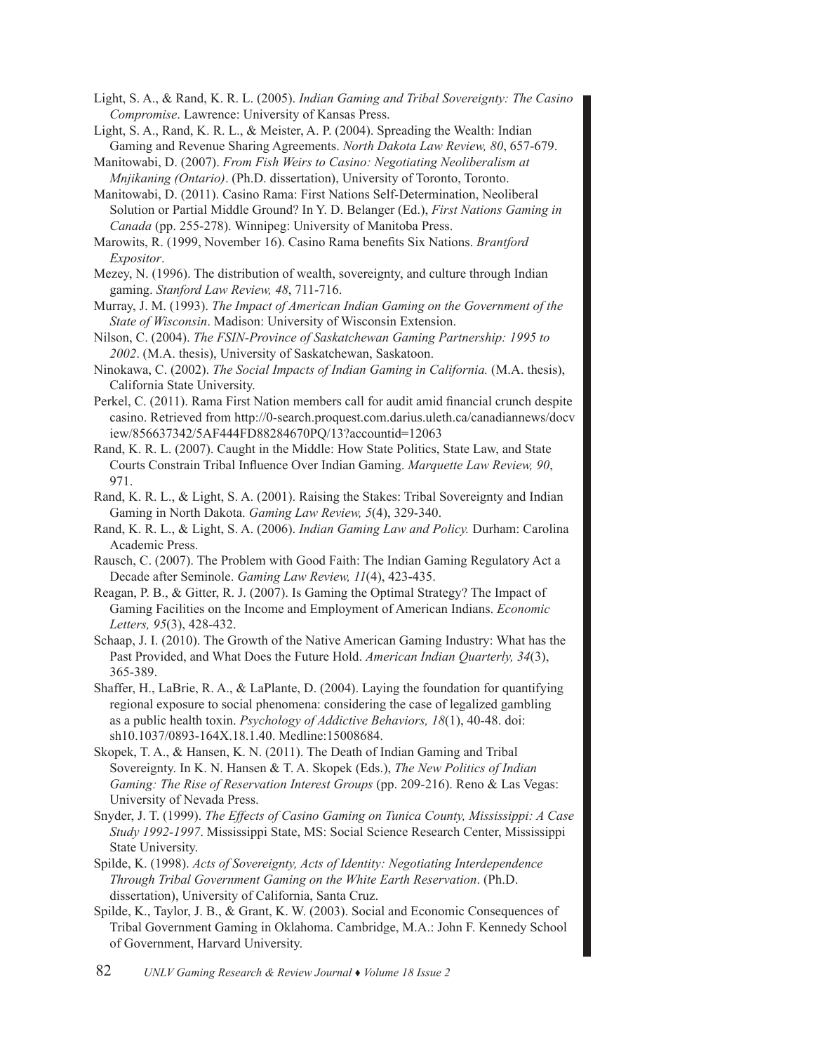Light, S. A., & Rand, K. R. L. (2005). *Indian Gaming and Tribal Sovereignty: The Casino Compromise*. Lawrence: University of Kansas Press.

Light, S. A., Rand, K. R. L., & Meister, A. P. (2004). Spreading the Wealth: Indian Gaming and Revenue Sharing Agreements. *North Dakota Law Review, 80*, 657-679.

Manitowabi, D. (2007). *From Fish Weirs to Casino: Negotiating Neoliberalism at Mnjikaning (Ontario)*. (Ph.D. dissertation), University of Toronto, Toronto.

Manitowabi, D. (2011). Casino Rama: First Nations Self-Determination, Neoliberal Solution or Partial Middle Ground? In Y. D. Belanger (Ed.), *First Nations Gaming in Canada* (pp. 255-278). Winnipeg: University of Manitoba Press.

Marowits, R. (1999, November 16). Casino Rama benefits Six Nations. *Brantford Expositor*.

Mezey, N. (1996). The distribution of wealth, sovereignty, and culture through Indian gaming. *Stanford Law Review, 48*, 711-716.

Murray, J. M. (1993). *The Impact of American Indian Gaming on the Government of the State of Wisconsin*. Madison: University of Wisconsin Extension.

Nilson, C. (2004). *The FSIN-Province of Saskatchewan Gaming Partnership: 1995 to 2002*. (M.A. thesis), University of Saskatchewan, Saskatoon.

Ninokawa, C. (2002). *The Social Impacts of Indian Gaming in California.* (M.A. thesis), California State University.

Perkel, C. (2011). Rama First Nation members call for audit amid financial crunch despite casino. Retrieved from http://0-search.proquest.com.darius.uleth.ca/canadiannews/docview/856637342/5AF444FD88284670PQ/13?accountid=12063

Rand, K. R. L. (2007). Caught in the Middle: How State Politics, State Law, and State Courts Constrain Tribal Influence Over Indian Gaming. *Marquette Law Review, 90*, 971.

Rand, K. R. L., & Light, S. A. (2001). Raising the Stakes: Tribal Sovereignty and Indian Gaming in North Dakota. *Gaming Law Review, 5*(4), 329-340.

Rand, K. R. L., & Light, S. A. (2006). *Indian Gaming Law and Policy.* Durham: Carolina Academic Press.

Rausch, C. (2007). The Problem with Good Faith: The Indian Gaming Regulatory Act a Decade after Seminole. *Gaming Law Review, 11*(4), 423-435.

Reagan, P. B., & Gitter, R. J. (2007). Is Gaming the Optimal Strategy? The Impact of Gaming Facilities on the Income and Employment of American Indians. *Economic Letters, 95*(3), 428-432.

Schaap, J. I. (2010). The Growth of the Native American Gaming Industry: What has the Past Provided, and What Does the Future Hold. *American Indian Quarterly, 34*(3), 365-389.

Shaffer, H., LaBrie, R. A., & LaPlante, D. (2004). Laying the foundation for quantifying regional exposure to social phenomena: considering the case of legalized gambling as a public health toxin. *Psychology of Addictive Behaviors, 18*(1), 40-48. doi: sh10.1037/0893-164X.18.1.40. Medline:15008684.

Skopek, T. A., & Hansen, K. N. (2011). The Death of Indian Gaming and Tribal Sovereignty. In K. N. Hansen & T. A. Skopek (Eds.), *The New Politics of Indian Gaming: The Rise of Reservation Interest Groups* (pp. 209-216). Reno & Las Vegas: University of Nevada Press.

Snyder, J. T. (1999). *The Effects of Casino Gaming on Tunica County, Mississippi: A Case Study 1992-1997*. Mississippi State, MS: Social Science Research Center, Mississippi State University.

Spilde, K. (1998). *Acts of Sovereignty, Acts of Identity: Negotiating Interdependence Through Tribal Government Gaming on the White Earth Reservation*. (Ph.D. dissertation), University of California, Santa Cruz.

Spilde, K., Taylor, J. B., & Grant, K. W. (2003). Social and Economic Consequences of Tribal Government Gaming in Oklahoma. Cambridge, M.A.: John F. Kennedy School of Government, Harvard University.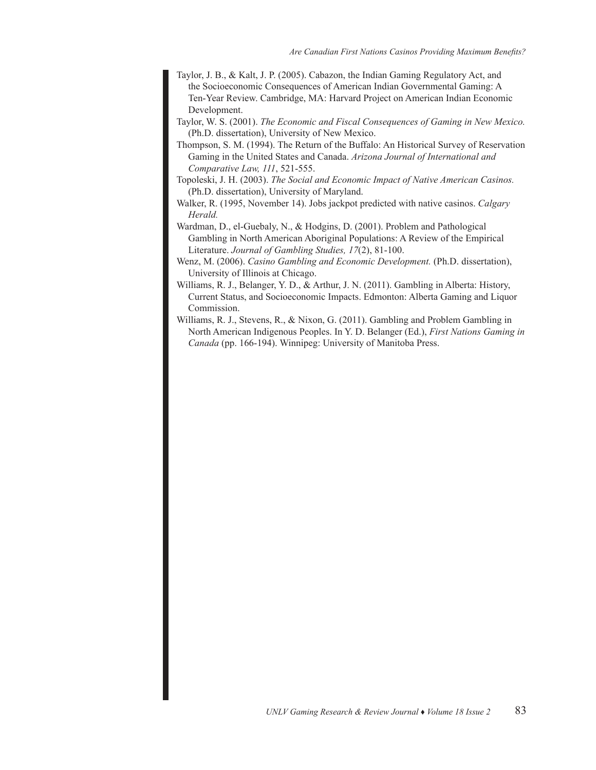Taylor, J. B., & Kalt, J. P. (2005). Cabazon, the Indian Gaming Regulatory Act, and the Socioeconomic Consequences of American Indian Governmental Gaming: A Ten-Year Review. Cambridge, MA: Harvard Project on American Indian Economic Development.

Taylor, W. S. (2001). *The Economic and Fiscal Consequences of Gaming in New Mexico.* (Ph.D. dissertation), University of New Mexico.

Thompson, S. M. (1994). The Return of the Buffalo: An Historical Survey of Reservation Gaming in the United States and Canada. *Arizona Journal of International and Comparative Law, 111*, 521-555.

Topoleski, J. H. (2003). *The Social and Economic Impact of Native American Casinos.* (Ph.D. dissertation), University of Maryland.

Walker, R. (1995, November 14). Jobs jackpot predicted with native casinos. *Calgary Herald.*

Wardman, D., el-Guebaly, N., & Hodgins, D. (2001). Problem and Pathological Gambling in North American Aboriginal Populations: A Review of the Empirical Literature. *Journal of Gambling Studies, 17*(2), 81-100.

Wenz, M. (2006). *Casino Gambling and Economic Development.* (Ph.D. dissertation), University of Illinois at Chicago.

Williams, R. J., Belanger, Y. D., & Arthur, J. N. (2011). Gambling in Alberta: History, Current Status, and Socioeconomic Impacts. Edmonton: Alberta Gaming and Liquor Commission.

Williams, R. J., Stevens, R., & Nixon, G. (2011). Gambling and Problem Gambling in North American Indigenous Peoples. In Y. D. Belanger (Ed.), *First Nations Gaming in Canada* (pp. 166-194). Winnipeg: University of Manitoba Press.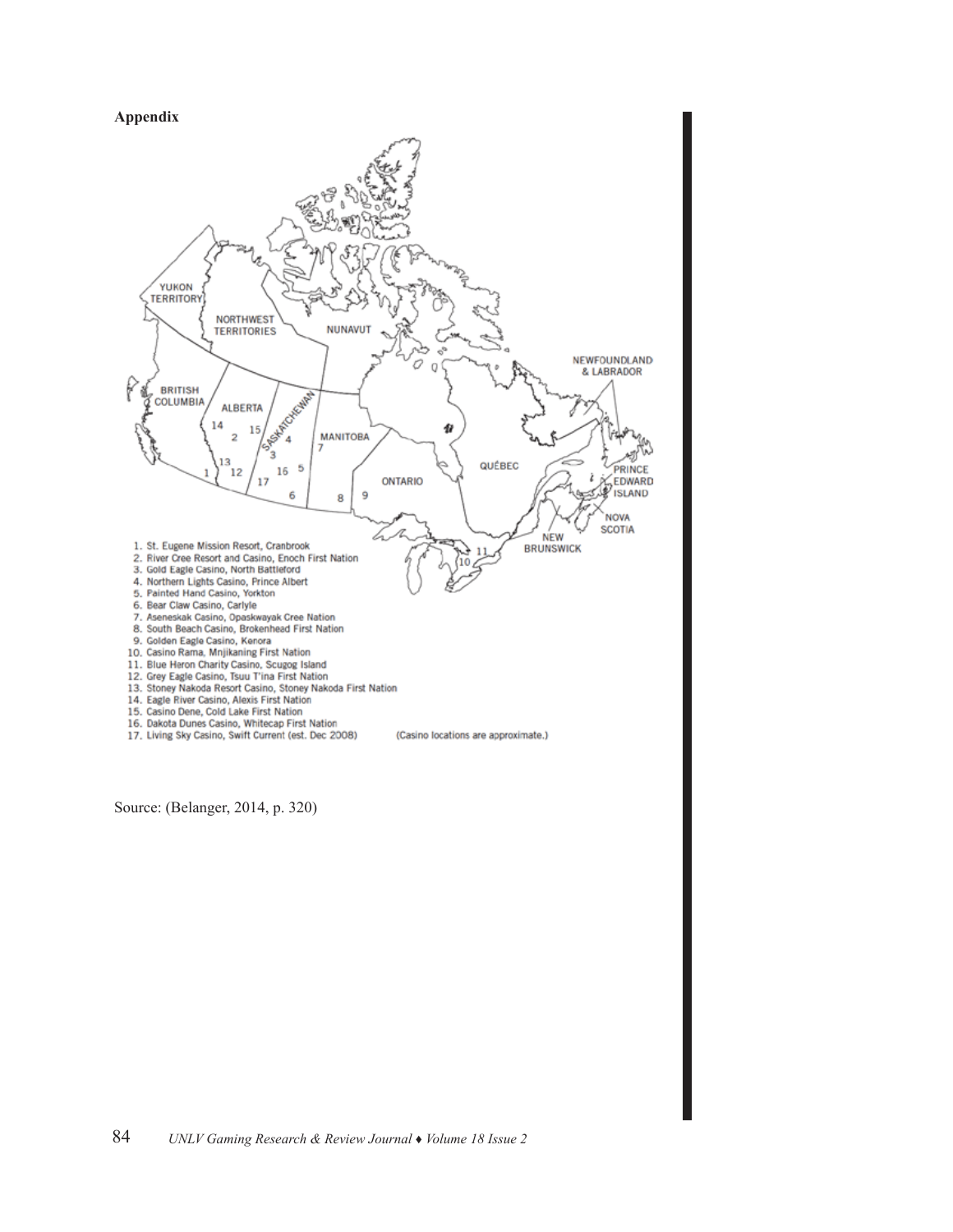**Appendix**

YUKON TERRITORY

NORTHWEST TERRITORIES

NUNAVUT

NEWFOUNDLAND & LABRADOR

BRITISH COLUMBIA

ALBERTA

SASKATCHEWAN

MANITOBA

ONTARIO

QUÉBEC

PRINCE EDWARD ISLAND

NOVA SCOTIA

NEW BRUNSWICK

1. St. Eugene Mission Resort, Cranbrook
2. River Cree Resort and Casino, Enoch First Nation
3. Gold Eagle Casino, North Battleford
4. Northern Lights Casino, Prince Albert
5. Painted Hand Casino, Yorkton
6. Bear Claw Casino, Carlyle
7. Aseneskak Casino, Opaskwayak Cree Nation
8. South Beach Casino, Brokenhead First Nation
9. Golden Eagle Casino, Kenora
10. Casino Rama, Mnjikaning First Nation
11. Blue Heron Charity Casino, Scugog Island
12. Grey Eagle Casino, Tsuu T'ina First Nation
13. Stoney Nakoda Resort Casino, Stoney Nakoda First Nation
14. Eagle River Casino, Alexis First Nation
15. Casino Dene, Cold Lake First Nation
16. Dakota Dunes Casino, Whitecap First Nation
17. Living Sky Casino, Swift Current (est. Dec 2008)

(Casino locations are approximate.)

Source: (Belanger, 2014, p. 320)